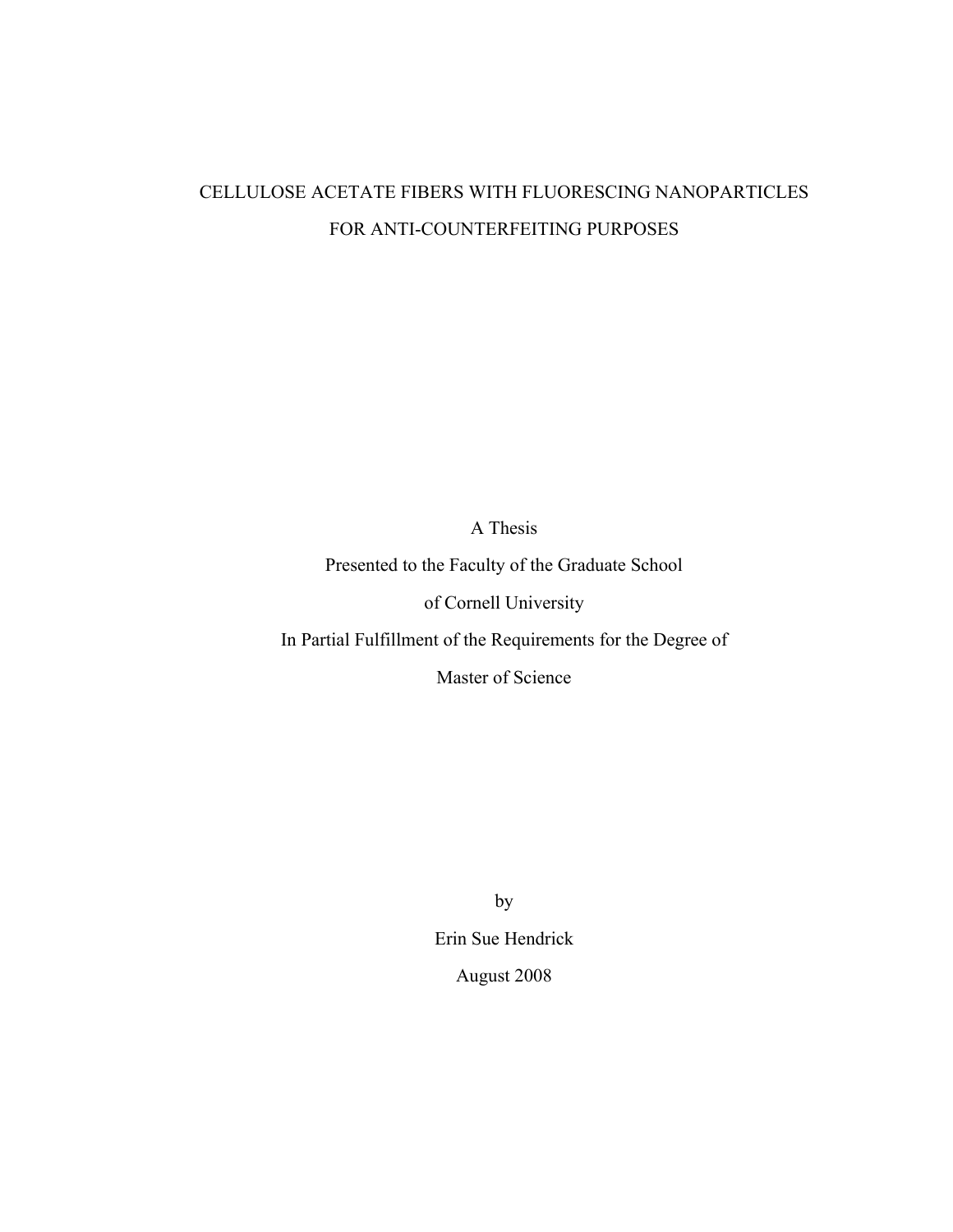# CELLULOSE ACETATE FIBERS WITH FLUORESCING NANOPARTICLES FOR ANTI-COUNTERFEITING PURPOSES

A Thesis

Presented to the Faculty of the Graduate School

of Cornell University

In Partial Fulfillment of the Requirements for the Degree of

Master of Science

by

Erin Sue Hendrick

August 2008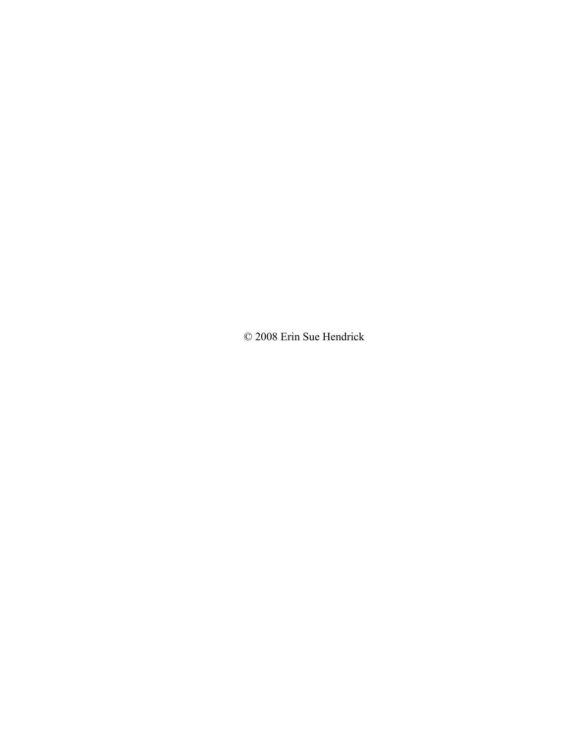© 2008 Erin Sue Hendrick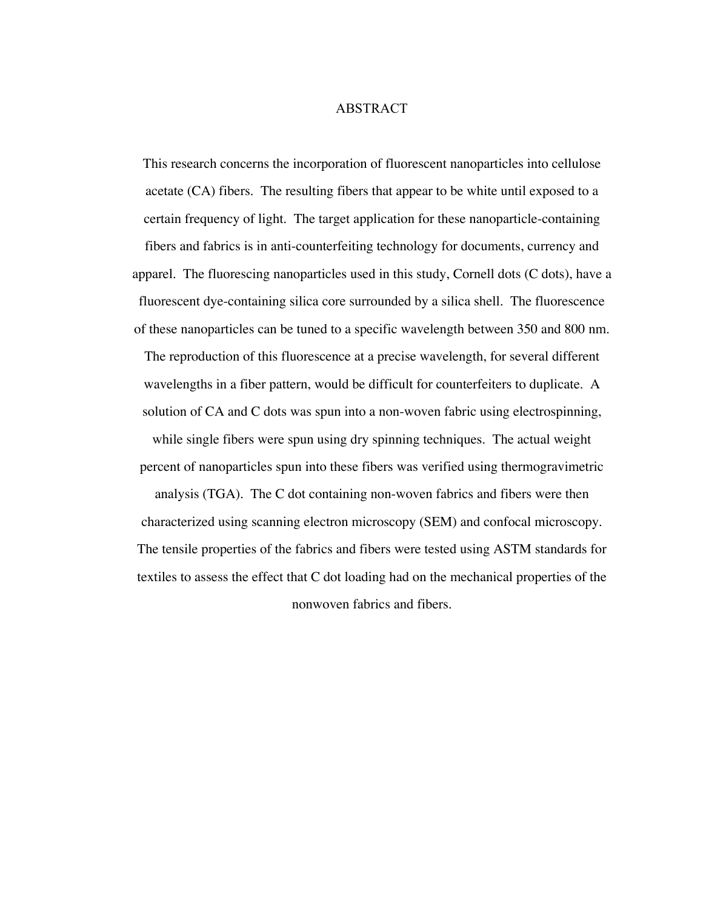# ABSTRACT

This research concerns the incorporation of fluorescent nanoparticles into cellulose acetate (CA) fibers. The resulting fibers that appear to be white until exposed to a certain frequency of light. The target application for these nanoparticle-containing fibers and fabrics is in anti-counterfeiting technology for documents, currency and apparel. The fluorescing nanoparticles used in this study, Cornell dots (C dots), have a fluorescent dye-containing silica core surrounded by a silica shell. The fluorescence of these nanoparticles can be tuned to a specific wavelength between 350 and 800 nm. The reproduction of this fluorescence at a precise wavelength, for several different wavelengths in a fiber pattern, would be difficult for counterfeiters to duplicate. A solution of CA and C dots was spun into a non-woven fabric using electrospinning, while single fibers were spun using dry spinning techniques. The actual weight percent of nanoparticles spun into these fibers was verified using thermogravimetric analysis (TGA). The C dot containing non-woven fabrics and fibers were then characterized using scanning electron microscopy (SEM) and confocal microscopy. The tensile properties of the fabrics and fibers were tested using ASTM standards for textiles to assess the effect that C dot loading had on the mechanical properties of the nonwoven fabrics and fibers.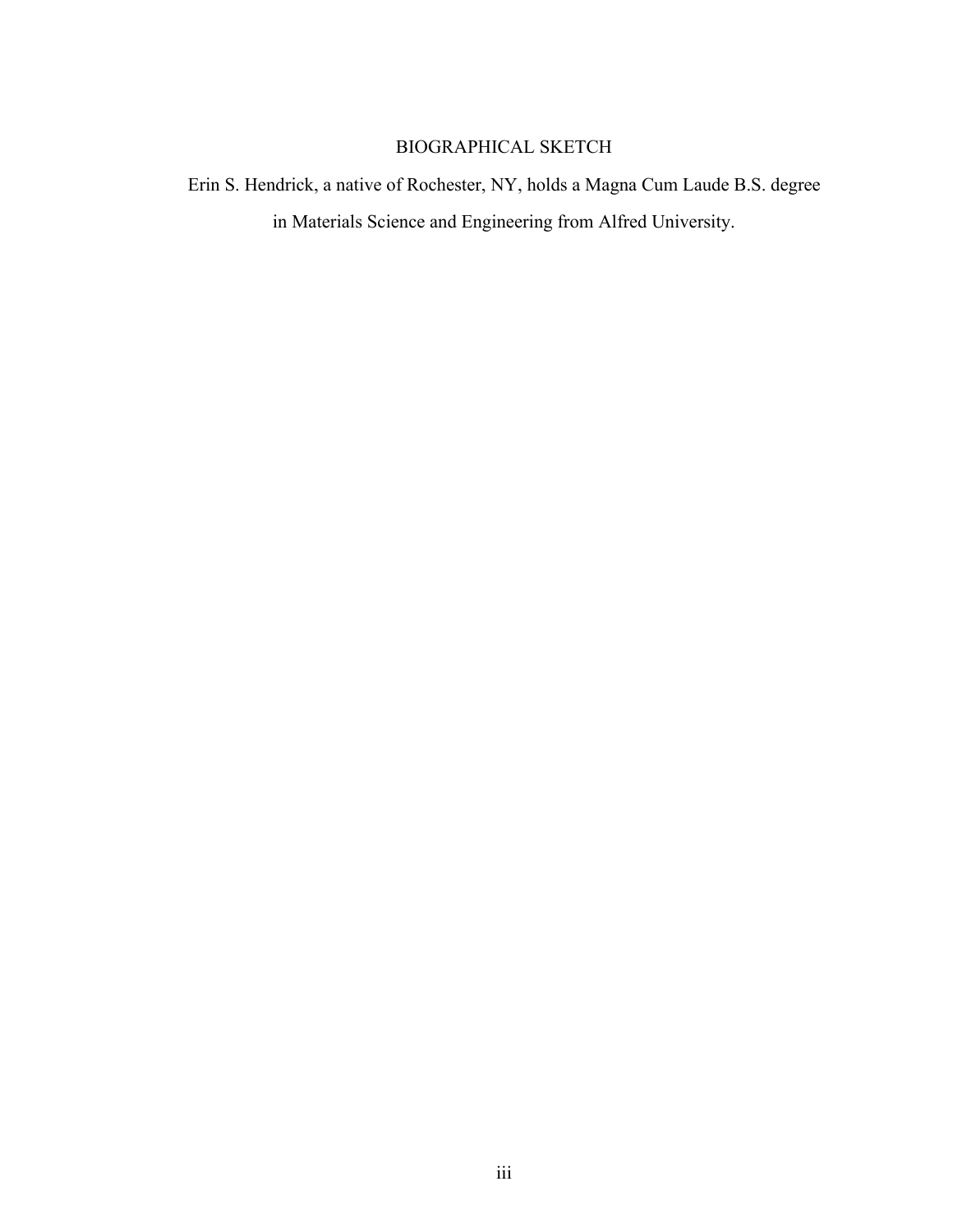# BIOGRAPHICAL SKETCH

Erin S. Hendrick, a native of Rochester, NY, holds a Magna Cum Laude B.S. degree in Materials Science and Engineering from Alfred University.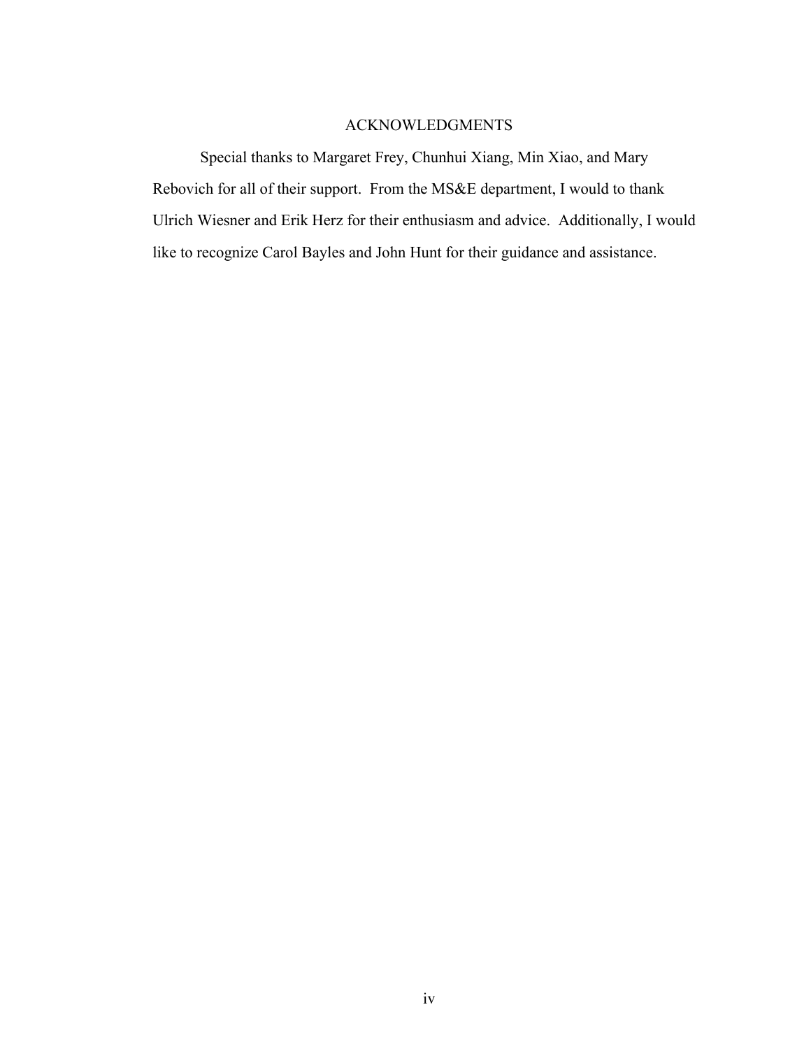# ACKNOWLEDGMENTS

Special thanks to Margaret Frey, Chunhui Xiang, Min Xiao, and Mary Rebovich for all of their support. From the MS&E department, I would to thank Ulrich Wiesner and Erik Herz for their enthusiasm and advice. Additionally, I would like to recognize Carol Bayles and John Hunt for their guidance and assistance.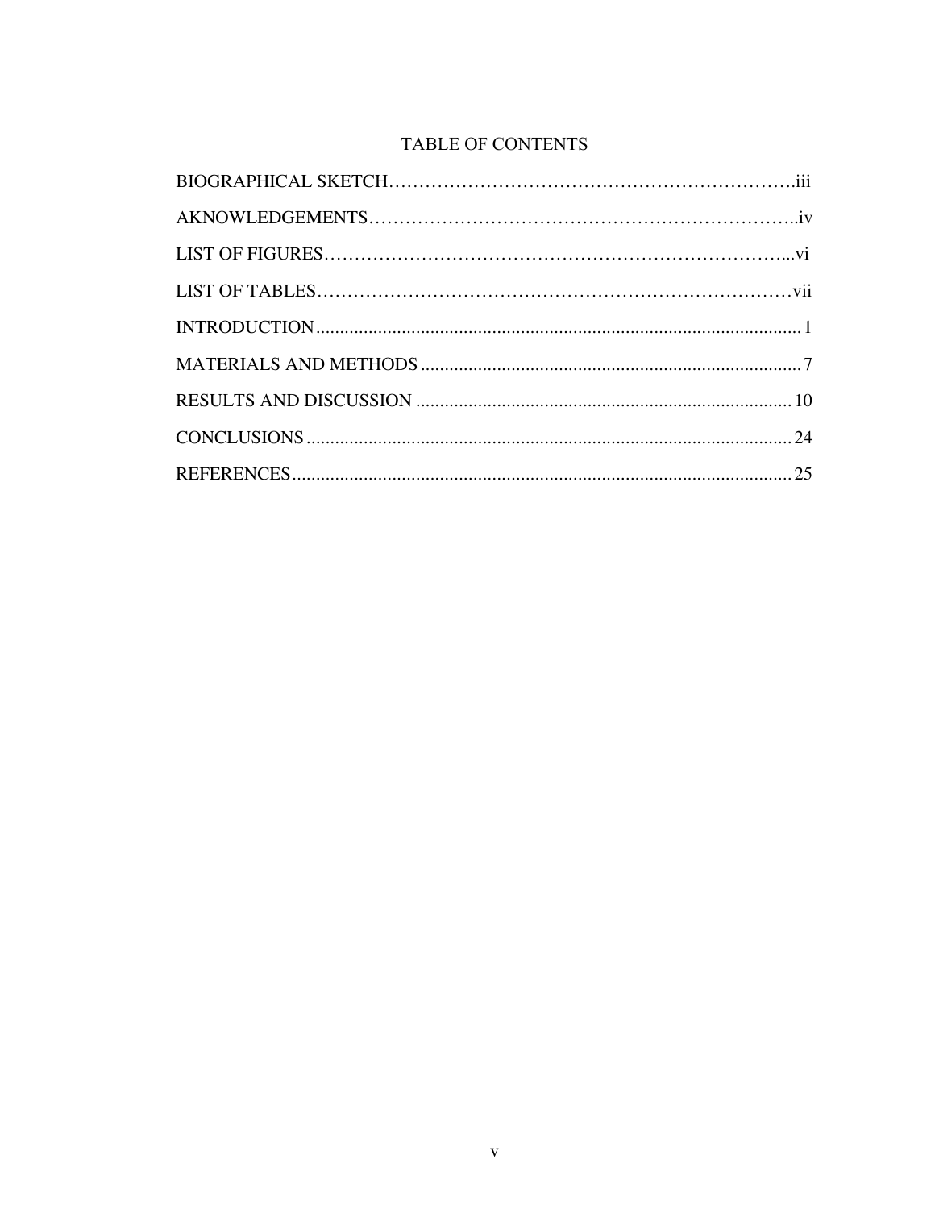# TABLE OF CONTENTS

BIOGRAPHICAL SKETCH……………………………………………………….iii

AKNOWLEDGEMENTS…………………………………………………………..iv

LIST OF FIGURES……………………………………………………………...vi

LIST OF TABLES………………………………………………………………vii

INTRODUCTION.......................................................................................... 1

MATERIALS AND METHODS ..................................................................... 7

RESULTS AND DISCUSSION .................................................................... 10

CONCLUSIONS .......................................................................................... 24

REFERENCES............................................................................................. 25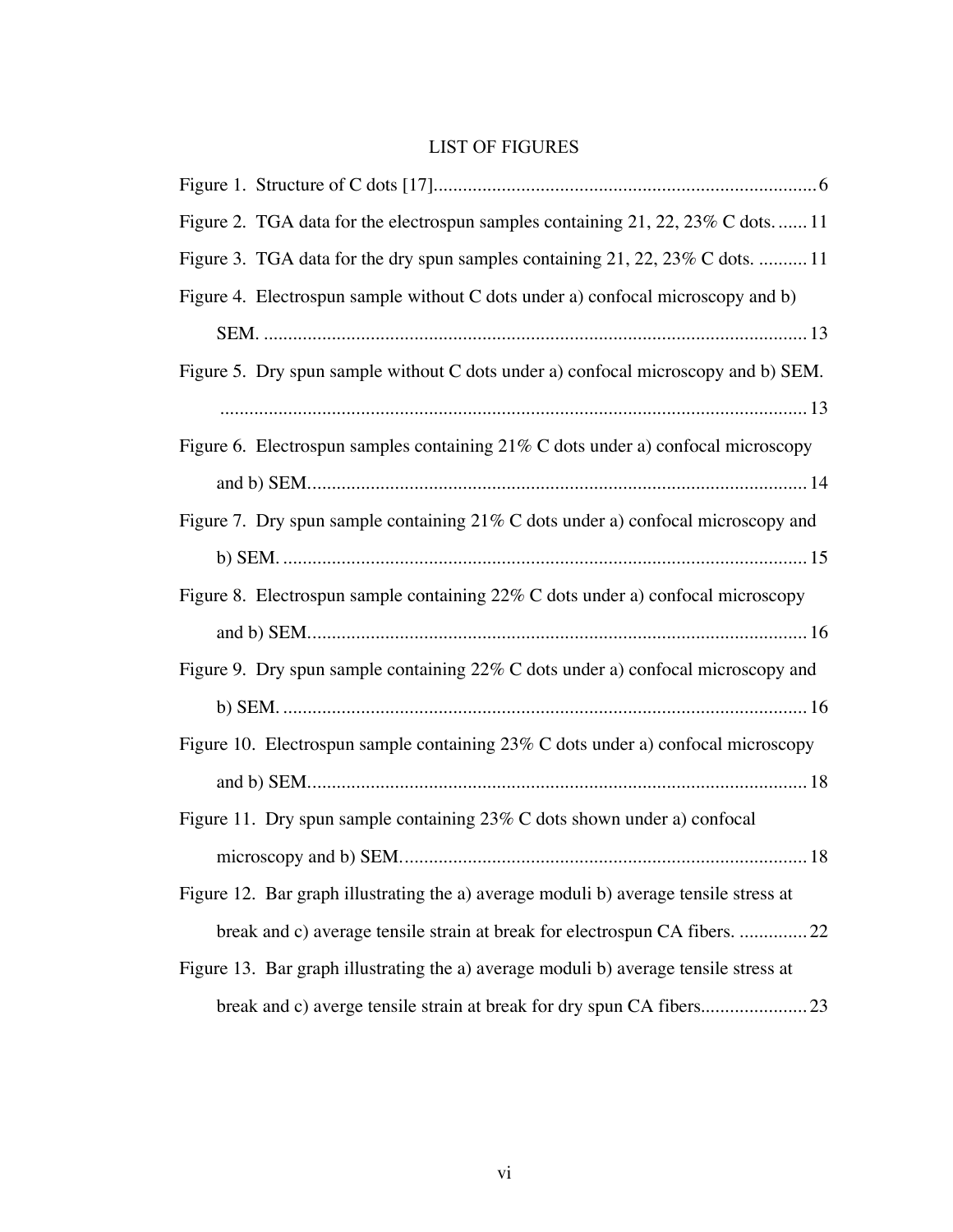# LIST OF FIGURES

Figure 1. Structure of C dots [17]........................................................................... 6

Figure 2. TGA data for the electrospun samples containing 21, 22, 23% C dots. ...... 11

Figure 3. TGA data for the dry spun samples containing 21, 22, 23% C dots. .......... 11

Figure 4. Electrospun sample without C dots under a) confocal microscopy and b) SEM. ........................................................................................................... 13

Figure 5. Dry spun sample without C dots under a) confocal microscopy and b) SEM. ........................................................................................................... 13

Figure 6. Electrospun samples containing 21% C dots under a) confocal microscopy and b) SEM.................................................................................................. 14

Figure 7. Dry spun sample containing 21% C dots under a) confocal microscopy and b) SEM. ....................................................................................................... 15

Figure 8. Electrospun sample containing 22% C dots under a) confocal microscopy and b) SEM.................................................................................................. 16

Figure 9. Dry spun sample containing 22% C dots under a) confocal microscopy and b) SEM. ....................................................................................................... 16

Figure 10. Electrospun sample containing 23% C dots under a) confocal microscopy and b) SEM.................................................................................................. 18

Figure 11. Dry spun sample containing 23% C dots shown under a) confocal microscopy and b) SEM.............................................................................. 18

Figure 12. Bar graph illustrating the a) average moduli b) average tensile stress at break and c) average tensile strain at break for electrospun CA fibers. .............. 22

Figure 13. Bar graph illustrating the a) average moduli b) average tensile stress at break and c) averge tensile strain at break for dry spun CA fibers..................... 23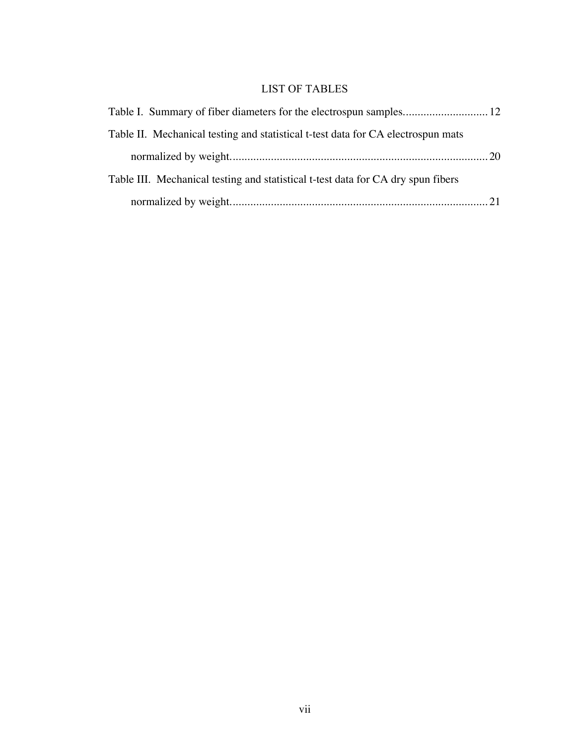# LIST OF TABLES

Table I. Summary of fiber diameters for the electrospun samples............................ 12

Table II. Mechanical testing and statistical t-test data for CA electrospun mats normalized by weight...................................................................................... 20

Table III. Mechanical testing and statistical t-test data for CA dry spun fibers normalized by weight...................................................................................... 21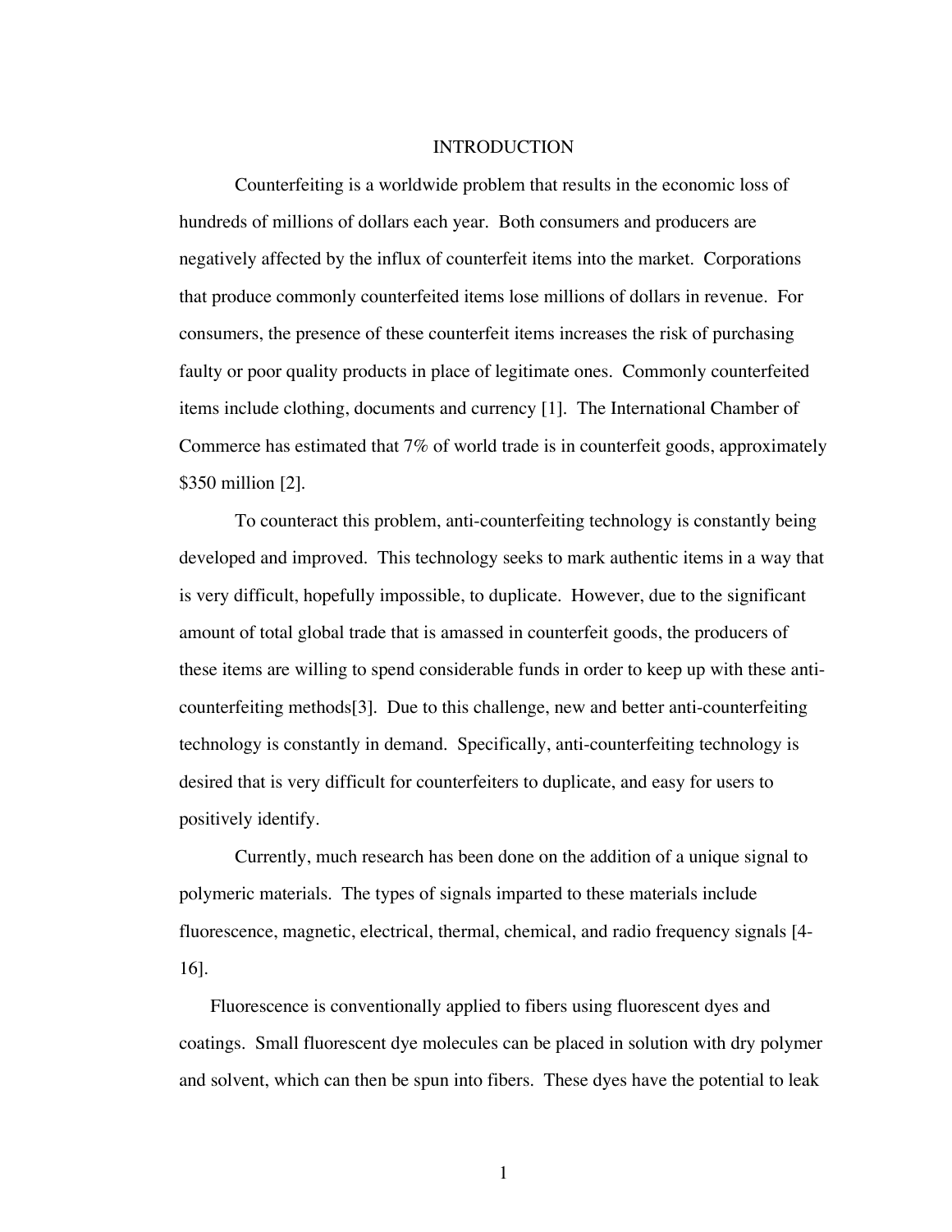# INTRODUCTION

Counterfeiting is a worldwide problem that results in the economic loss of hundreds of millions of dollars each year. Both consumers and producers are negatively affected by the influx of counterfeit items into the market. Corporations that produce commonly counterfeited items lose millions of dollars in revenue. For consumers, the presence of these counterfeit items increases the risk of purchasing faulty or poor quality products in place of legitimate ones. Commonly counterfeited items include clothing, documents and currency [1]. The International Chamber of Commerce has estimated that 7% of world trade is in counterfeit goods, approximately $350 million [2].

To counteract this problem, anti-counterfeiting technology is constantly being developed and improved. This technology seeks to mark authentic items in a way that is very difficult, hopefully impossible, to duplicate. However, due to the significant amount of total global trade that is amassed in counterfeit goods, the producers of these items are willing to spend considerable funds in order to keep up with these anti-counterfeiting methods[3]. Due to this challenge, new and better anti-counterfeiting technology is constantly in demand. Specifically, anti-counterfeiting technology is desired that is very difficult for counterfeiters to duplicate, and easy for users to positively identify.

Currently, much research has been done on the addition of a unique signal to polymeric materials. The types of signals imparted to these materials include fluorescence, magnetic, electrical, thermal, chemical, and radio frequency signals [4-16].

Fluorescence is conventionally applied to fibers using fluorescent dyes and coatings. Small fluorescent dye molecules can be placed in solution with dry polymer and solvent, which can then be spun into fibers. These dyes have the potential to leak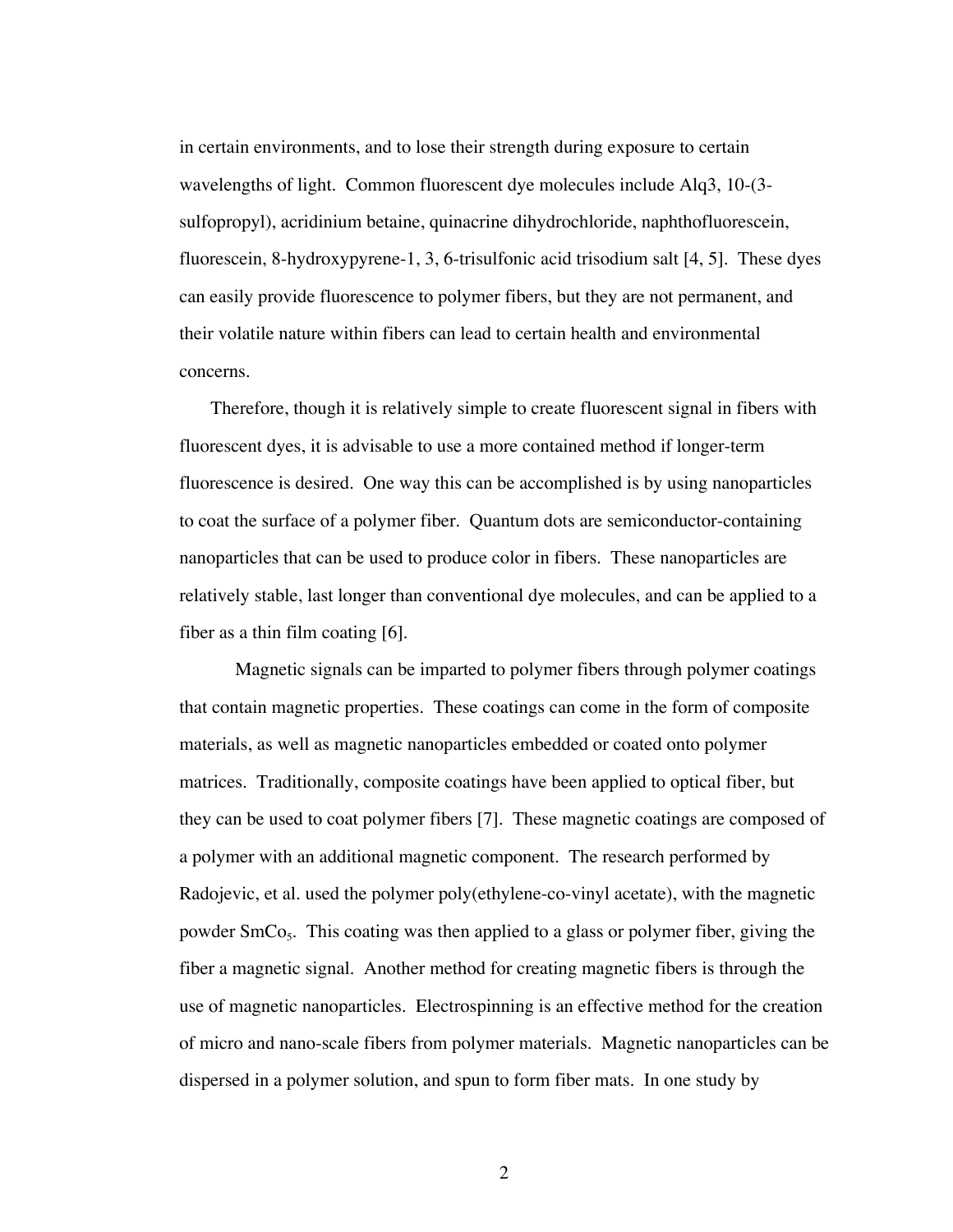in certain environments, and to lose their strength during exposure to certain wavelengths of light. Common fluorescent dye molecules include Alq3, 10-(3-sulfopropyl), acridinium betaine, quinacrine dihydrochloride, naphthofluorescein, fluorescein, 8-hydroxypyrene-1, 3, 6-trisulfonic acid trisodium salt [4, 5]. These dyes can easily provide fluorescence to polymer fibers, but they are not permanent, and their volatile nature within fibers can lead to certain health and environmental concerns.

Therefore, though it is relatively simple to create fluorescent signal in fibers with fluorescent dyes, it is advisable to use a more contained method if longer-term fluorescence is desired. One way this can be accomplished is by using nanoparticles to coat the surface of a polymer fiber. Quantum dots are semiconductor-containing nanoparticles that can be used to produce color in fibers. These nanoparticles are relatively stable, last longer than conventional dye molecules, and can be applied to a fiber as a thin film coating [6].

Magnetic signals can be imparted to polymer fibers through polymer coatings that contain magnetic properties. These coatings can come in the form of composite materials, as well as magnetic nanoparticles embedded or coated onto polymer matrices. Traditionally, composite coatings have been applied to optical fiber, but they can be used to coat polymer fibers [7]. These magnetic coatings are composed of a polymer with an additional magnetic component. The research performed by Radojevic, et al. used the polymer poly(ethylene-co-vinyl acetate), with the magnetic powder $SmCo_5$. This coating was then applied to a glass or polymer fiber, giving the fiber a magnetic signal. Another method for creating magnetic fibers is through the use of magnetic nanoparticles. Electrospinning is an effective method for the creation of micro and nano-scale fibers from polymer materials. Magnetic nanoparticles can be dispersed in a polymer solution, and spun to form fiber mats. In one study by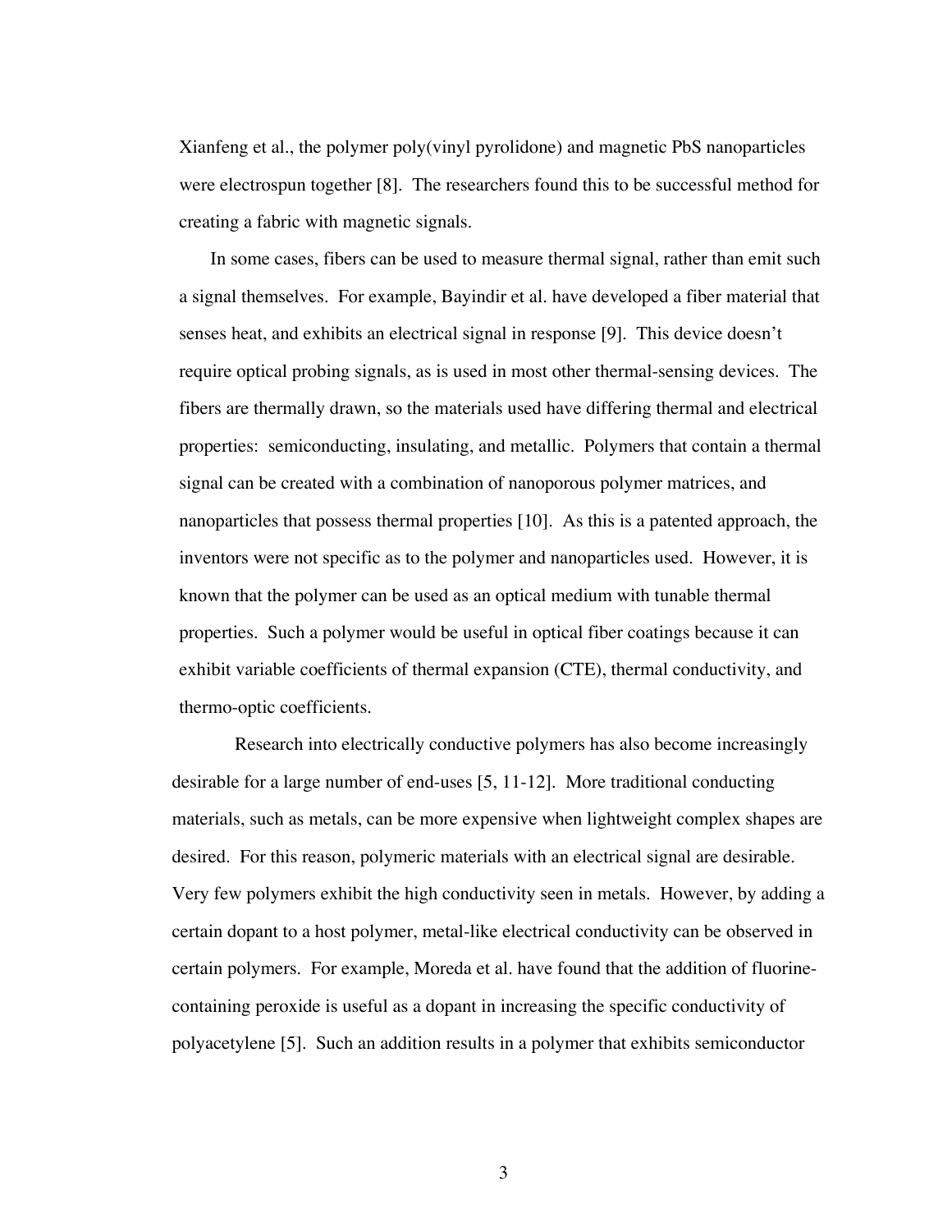Xianfeng et al., the polymer poly(vinyl pyrolidone) and magnetic PbS nanoparticles were electrospun together [8]. The researchers found this to be successful method for creating a fabric with magnetic signals.

In some cases, fibers can be used to measure thermal signal, rather than emit such a signal themselves. For example, Bayindir et al. have developed a fiber material that senses heat, and exhibits an electrical signal in response [9]. This device doesn't require optical probing signals, as is used in most other thermal-sensing devices. The fibers are thermally drawn, so the materials used have differing thermal and electrical properties: semiconducting, insulating, and metallic. Polymers that contain a thermal signal can be created with a combination of nanoporous polymer matrices, and nanoparticles that possess thermal properties [10]. As this is a patented approach, the inventors were not specific as to the polymer and nanoparticles used. However, it is known that the polymer can be used as an optical medium with tunable thermal properties. Such a polymer would be useful in optical fiber coatings because it can exhibit variable coefficients of thermal expansion (CTE), thermal conductivity, and thermo-optic coefficients.

Research into electrically conductive polymers has also become increasingly desirable for a large number of end-uses [5, 11-12]. More traditional conducting materials, such as metals, can be more expensive when lightweight complex shapes are desired. For this reason, polymeric materials with an electrical signal are desirable. Very few polymers exhibit the high conductivity seen in metals. However, by adding a certain dopant to a host polymer, metal-like electrical conductivity can be observed in certain polymers. For example, Moreda et al. have found that the addition of fluorine-containing peroxide is useful as a dopant in increasing the specific conductivity of polyacetylene [5]. Such an addition results in a polymer that exhibits semiconductor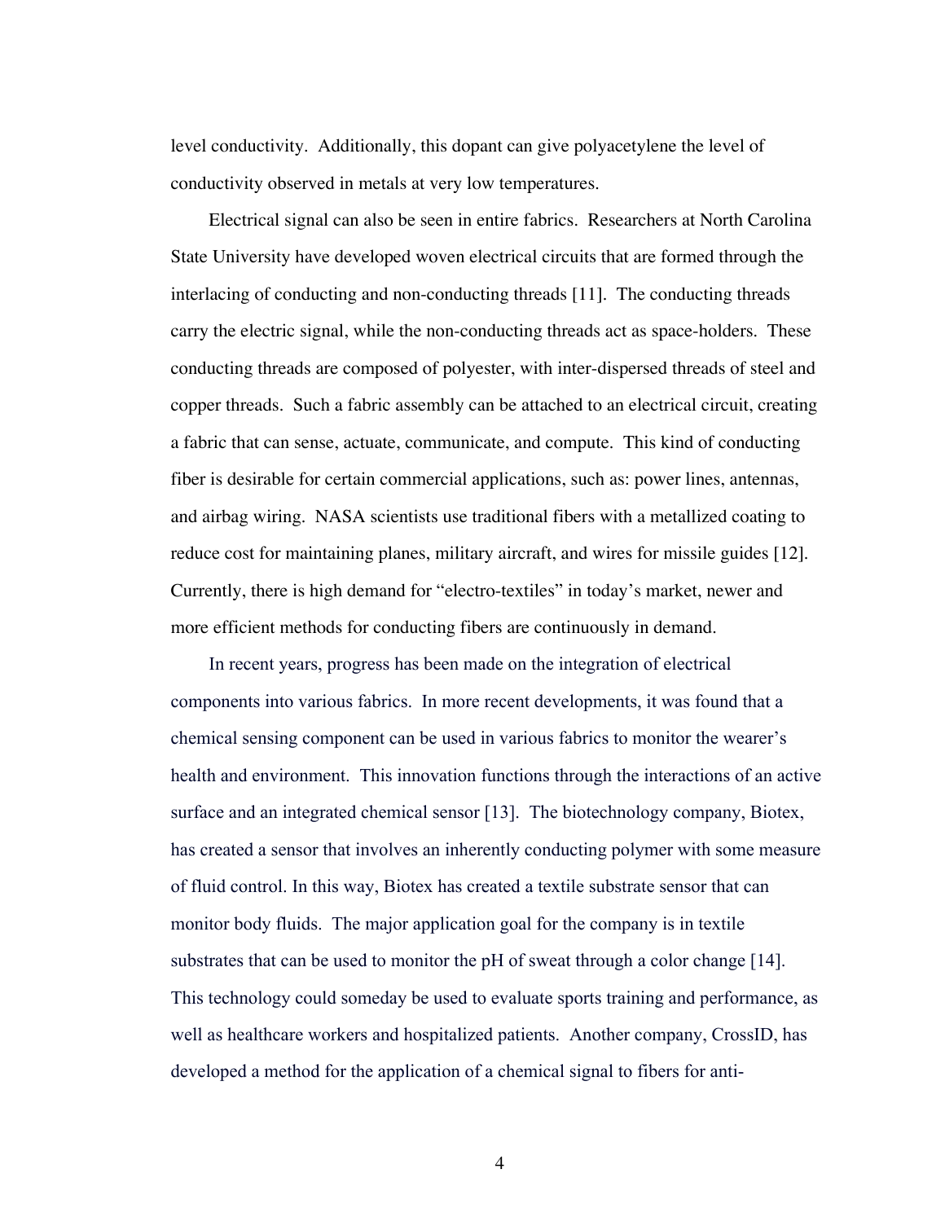level conductivity. Additionally, this dopant can give polyacetylene the level of conductivity observed in metals at very low temperatures.

Electrical signal can also be seen in entire fabrics. Researchers at North Carolina State University have developed woven electrical circuits that are formed through the interlacing of conducting and non-conducting threads [11]. The conducting threads carry the electric signal, while the non-conducting threads act as space-holders. These conducting threads are composed of polyester, with inter-dispersed threads of steel and copper threads. Such a fabric assembly can be attached to an electrical circuit, creating a fabric that can sense, actuate, communicate, and compute. This kind of conducting fiber is desirable for certain commercial applications, such as: power lines, antennas, and airbag wiring. NASA scientists use traditional fibers with a metallized coating to reduce cost for maintaining planes, military aircraft, and wires for missile guides [12]. Currently, there is high demand for "electro-textiles" in today's market, newer and more efficient methods for conducting fibers are continuously in demand.

In recent years, progress has been made on the integration of electrical components into various fabrics. In more recent developments, it was found that a chemical sensing component can be used in various fabrics to monitor the wearer's health and environment. This innovation functions through the interactions of an active surface and an integrated chemical sensor [13]. The biotechnology company, Biotex, has created a sensor that involves an inherently conducting polymer with some measure of fluid control. In this way, Biotex has created a textile substrate sensor that can monitor body fluids. The major application goal for the company is in textile substrates that can be used to monitor the pH of sweat through a color change [14]. This technology could someday be used to evaluate sports training and performance, as well as healthcare workers and hospitalized patients. Another company, CrossID, has developed a method for the application of a chemical signal to fibers for anti-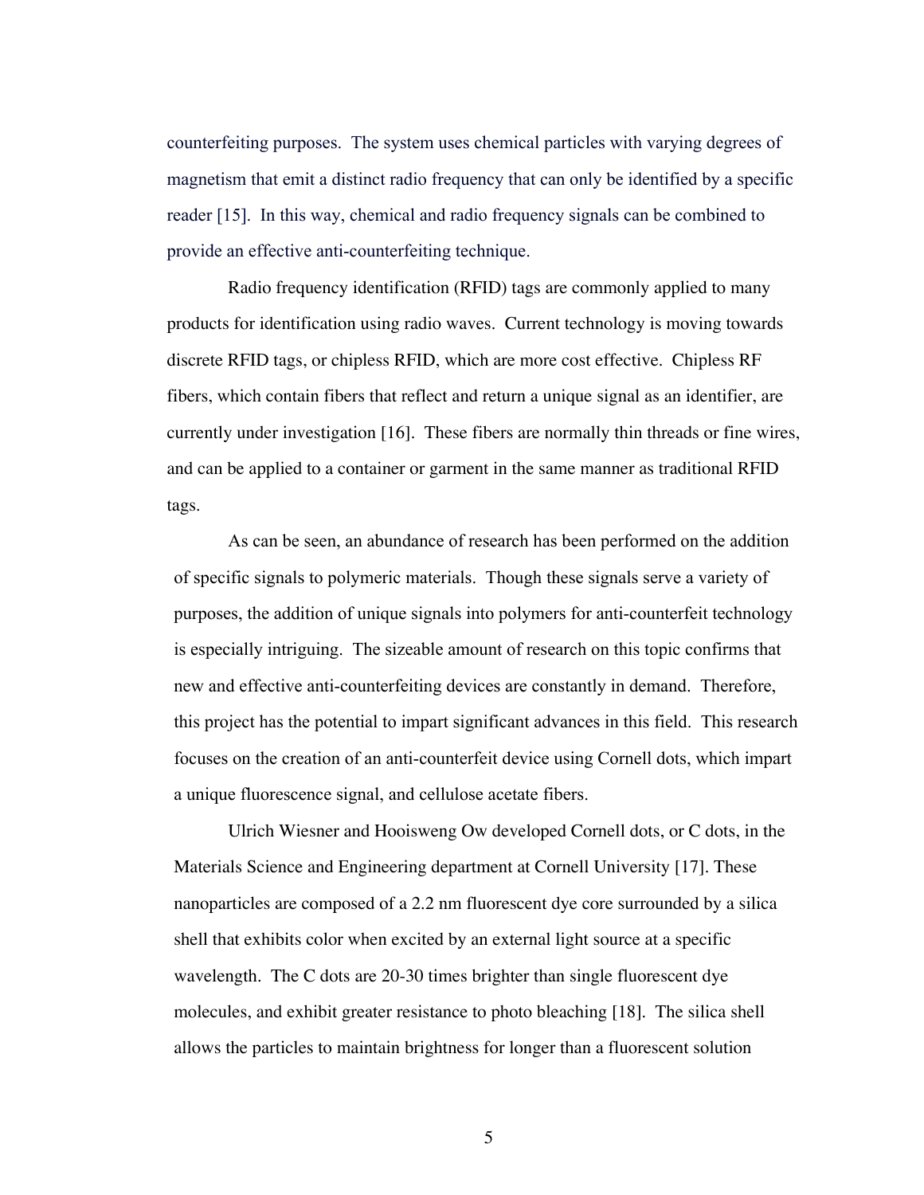counterfeiting purposes. The system uses chemical particles with varying degrees of magnetism that emit a distinct radio frequency that can only be identified by a specific reader [15]. In this way, chemical and radio frequency signals can be combined to provide an effective anti-counterfeiting technique.

Radio frequency identification (RFID) tags are commonly applied to many products for identification using radio waves. Current technology is moving towards discrete RFID tags, or chipless RFID, which are more cost effective. Chipless RF fibers, which contain fibers that reflect and return a unique signal as an identifier, are currently under investigation [16]. These fibers are normally thin threads or fine wires, and can be applied to a container or garment in the same manner as traditional RFID tags.

As can be seen, an abundance of research has been performed on the addition of specific signals to polymeric materials. Though these signals serve a variety of purposes, the addition of unique signals into polymers for anti-counterfeit technology is especially intriguing. The sizeable amount of research on this topic confirms that new and effective anti-counterfeiting devices are constantly in demand. Therefore, this project has the potential to impart significant advances in this field. This research focuses on the creation of an anti-counterfeit device using Cornell dots, which impart a unique fluorescence signal, and cellulose acetate fibers.

Ulrich Wiesner and Hooisweng Ow developed Cornell dots, or C dots, in the Materials Science and Engineering department at Cornell University [17]. These nanoparticles are composed of a 2.2 nm fluorescent dye core surrounded by a silica shell that exhibits color when excited by an external light source at a specific wavelength. The C dots are 20-30 times brighter than single fluorescent dye molecules, and exhibit greater resistance to photo bleaching [18]. The silica shell allows the particles to maintain brightness for longer than a fluorescent solution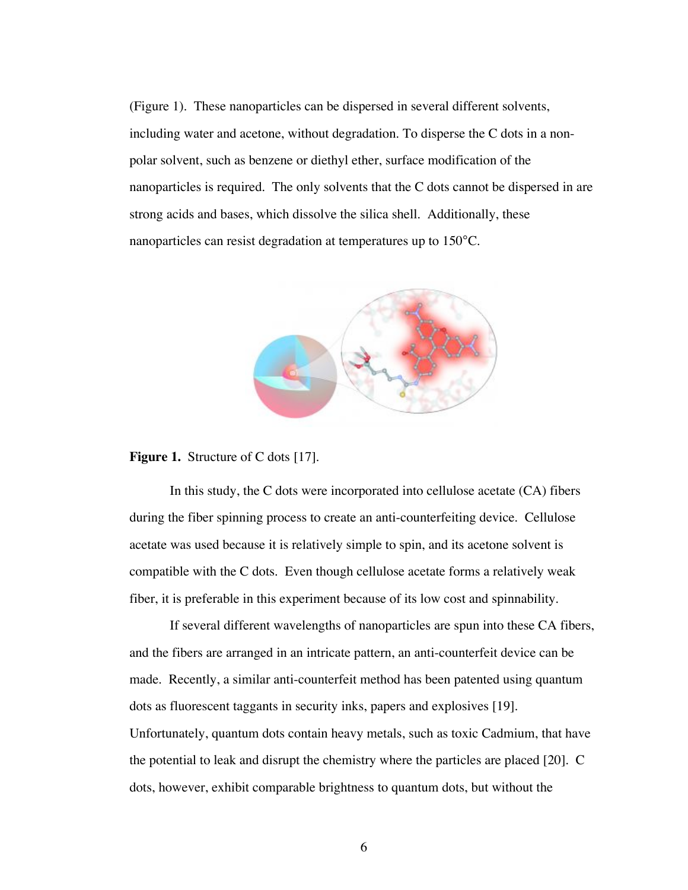(Figure 1). These nanoparticles can be dispersed in several different solvents, including water and acetone, without degradation. To disperse the C dots in a non-polar solvent, such as benzene or diethyl ether, surface modification of the nanoparticles is required. The only solvents that the C dots cannot be dispersed in are strong acids and bases, which dissolve the silica shell. Additionally, these nanoparticles can resist degradation at temperatures up to 150°C.

**Figure 1.** Structure of C dots [17].

In this study, the C dots were incorporated into cellulose acetate (CA) fibers during the fiber spinning process to create an anti-counterfeiting device. Cellulose acetate was used because it is relatively simple to spin, and its acetone solvent is compatible with the C dots. Even though cellulose acetate forms a relatively weak fiber, it is preferable in this experiment because of its low cost and spinnability.

If several different wavelengths of nanoparticles are spun into these CA fibers, and the fibers are arranged in an intricate pattern, an anti-counterfeit device can be made. Recently, a similar anti-counterfeit method has been patented using quantum dots as fluorescent taggants in security inks, papers and explosives [19]. Unfortunately, quantum dots contain heavy metals, such as toxic Cadmium, that have the potential to leak and disrupt the chemistry where the particles are placed [20]. C dots, however, exhibit comparable brightness to quantum dots, but without the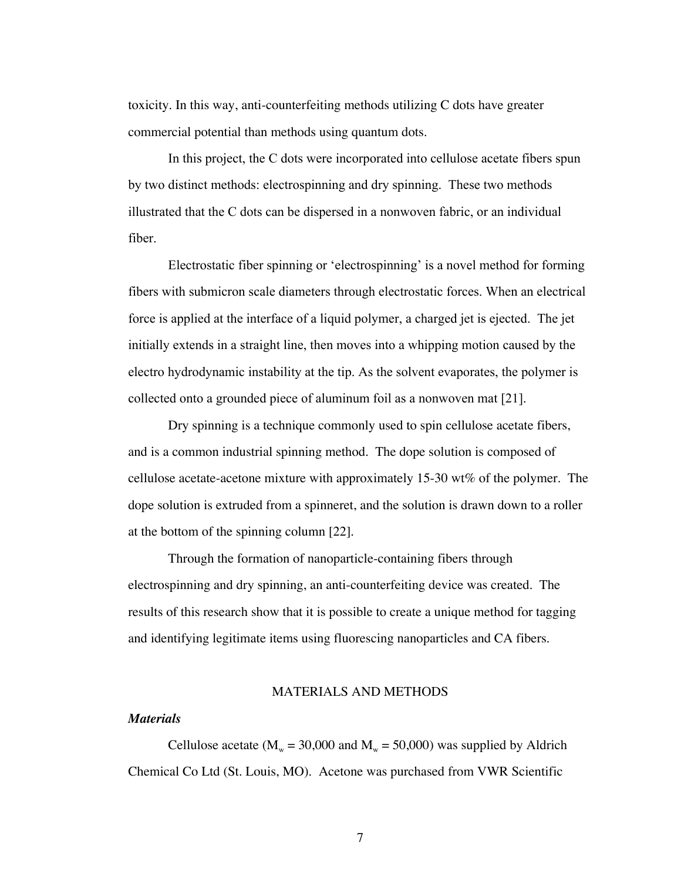toxicity. In this way, anti-counterfeiting methods utilizing C dots have greater commercial potential than methods using quantum dots.

In this project, the C dots were incorporated into cellulose acetate fibers spun by two distinct methods: electrospinning and dry spinning. These two methods illustrated that the C dots can be dispersed in a nonwoven fabric, or an individual fiber.

Electrostatic fiber spinning or 'electrospinning' is a novel method for forming fibers with submicron scale diameters through electrostatic forces. When an electrical force is applied at the interface of a liquid polymer, a charged jet is ejected. The jet initially extends in a straight line, then moves into a whipping motion caused by the electro hydrodynamic instability at the tip. As the solvent evaporates, the polymer is collected onto a grounded piece of aluminum foil as a nonwoven mat [21].

Dry spinning is a technique commonly used to spin cellulose acetate fibers, and is a common industrial spinning method. The dope solution is composed of cellulose acetate-acetone mixture with approximately 15-30 wt% of the polymer. The dope solution is extruded from a spinneret, and the solution is drawn down to a roller at the bottom of the spinning column [22].

Through the formation of nanoparticle-containing fibers through electrospinning and dry spinning, an anti-counterfeiting device was created. The results of this research show that it is possible to create a unique method for tagging and identifying legitimate items using fluorescing nanoparticles and CA fibers.

## MATERIALS AND METHODS

### *Materials*

Cellulose acetate ($M_w$ = 30,000 and $M_w$ = 50,000) was supplied by Aldrich Chemical Co Ltd (St. Louis, MO). Acetone was purchased from VWR Scientific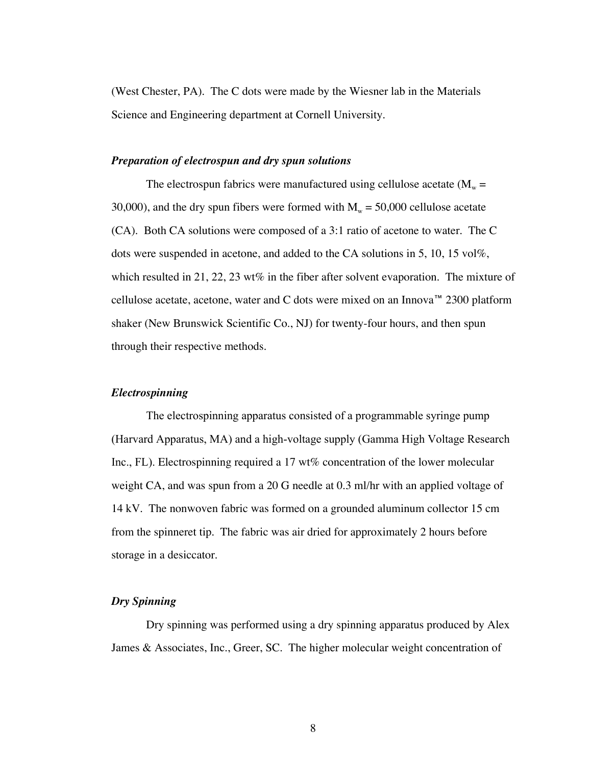(West Chester, PA). The C dots were made by the Wiesner lab in the Materials Science and Engineering department at Cornell University.

***Preparation of electrospun and dry spun solutions***

The electrospun fabrics were manufactured using cellulose acetate ($M_w$ = 30,000), and the dry spun fibers were formed with $M_w$ = 50,000 cellulose acetate (CA). Both CA solutions were composed of a 3:1 ratio of acetone to water. The C dots were suspended in acetone, and added to the CA solutions in 5, 10, 15 vol%, which resulted in 21, 22, 23 wt% in the fiber after solvent evaporation. The mixture of cellulose acetate, acetone, water and C dots were mixed on an Innova™ 2300 platform shaker (New Brunswick Scientific Co., NJ) for twenty-four hours, and then spun through their respective methods.

***Electrospinning***

The electrospinning apparatus consisted of a programmable syringe pump (Harvard Apparatus, MA) and a high-voltage supply (Gamma High Voltage Research Inc., FL). Electrospinning required a 17 wt% concentration of the lower molecular weight CA, and was spun from a 20 G needle at 0.3 ml/hr with an applied voltage of 14 kV. The nonwoven fabric was formed on a grounded aluminum collector 15 cm from the spinneret tip. The fabric was air dried for approximately 2 hours before storage in a desiccator.

***Dry Spinning***

Dry spinning was performed using a dry spinning apparatus produced by Alex James & Associates, Inc., Greer, SC. The higher molecular weight concentration of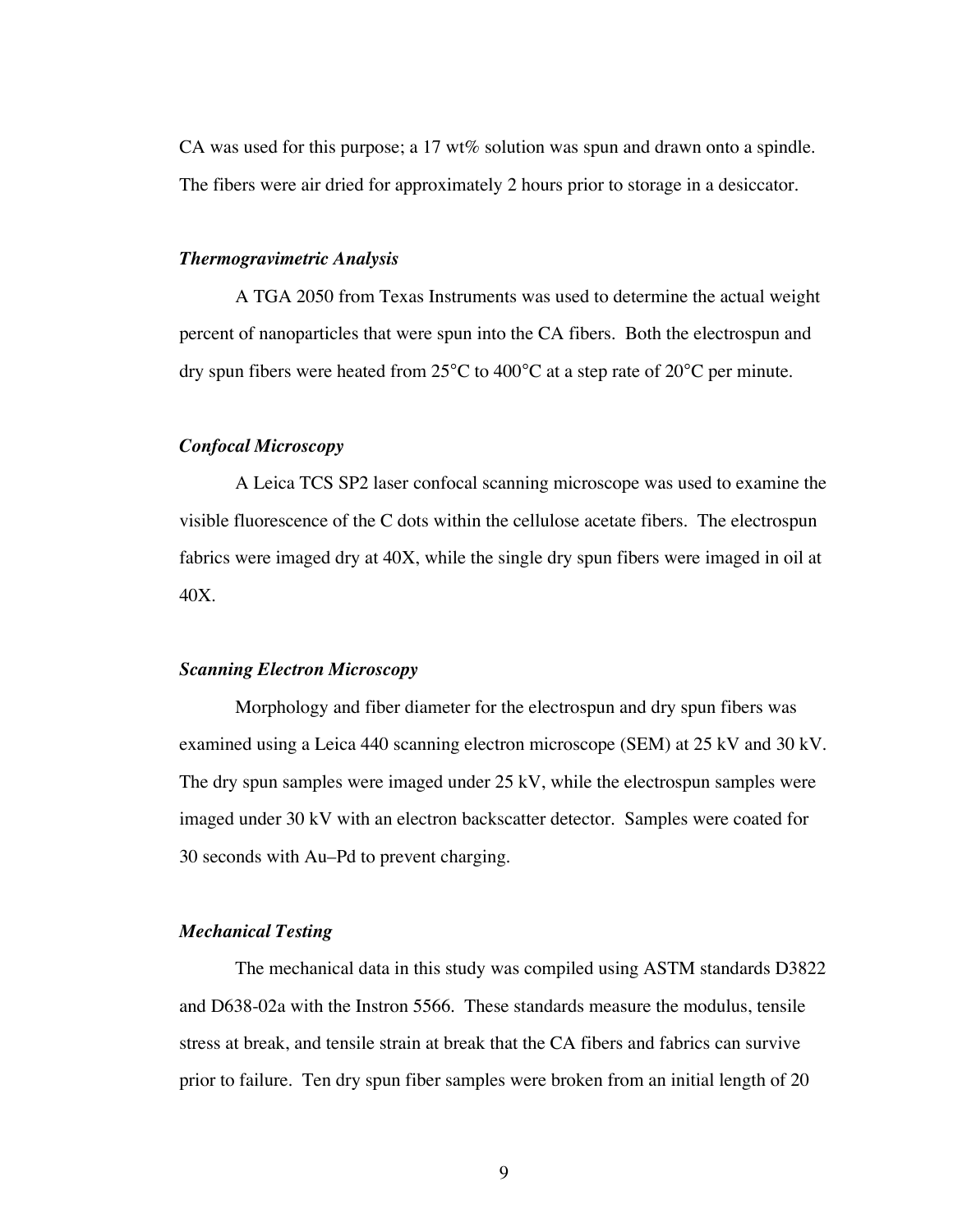CA was used for this purpose; a 17 wt% solution was spun and drawn onto a spindle. The fibers were air dried for approximately 2 hours prior to storage in a desiccator.

### *Thermogravimetric Analysis*

A TGA 2050 from Texas Instruments was used to determine the actual weight percent of nanoparticles that were spun into the CA fibers. Both the electrospun and dry spun fibers were heated from 25°C to 400°C at a step rate of 20°C per minute.

### *Confocal Microscopy*

A Leica TCS SP2 laser confocal scanning microscope was used to examine the visible fluorescence of the C dots within the cellulose acetate fibers. The electrospun fabrics were imaged dry at 40X, while the single dry spun fibers were imaged in oil at 40X.

### *Scanning Electron Microscopy*

Morphology and fiber diameter for the electrospun and dry spun fibers was examined using a Leica 440 scanning electron microscope (SEM) at 25 kV and 30 kV. The dry spun samples were imaged under 25 kV, while the electrospun samples were imaged under 30 kV with an electron backscatter detector. Samples were coated for 30 seconds with Au–Pd to prevent charging.

### *Mechanical Testing*

The mechanical data in this study was compiled using ASTM standards D3822 and D638-02a with the Instron 5566. These standards measure the modulus, tensile stress at break, and tensile strain at break that the CA fibers and fabrics can survive prior to failure. Ten dry spun fiber samples were broken from an initial length of 20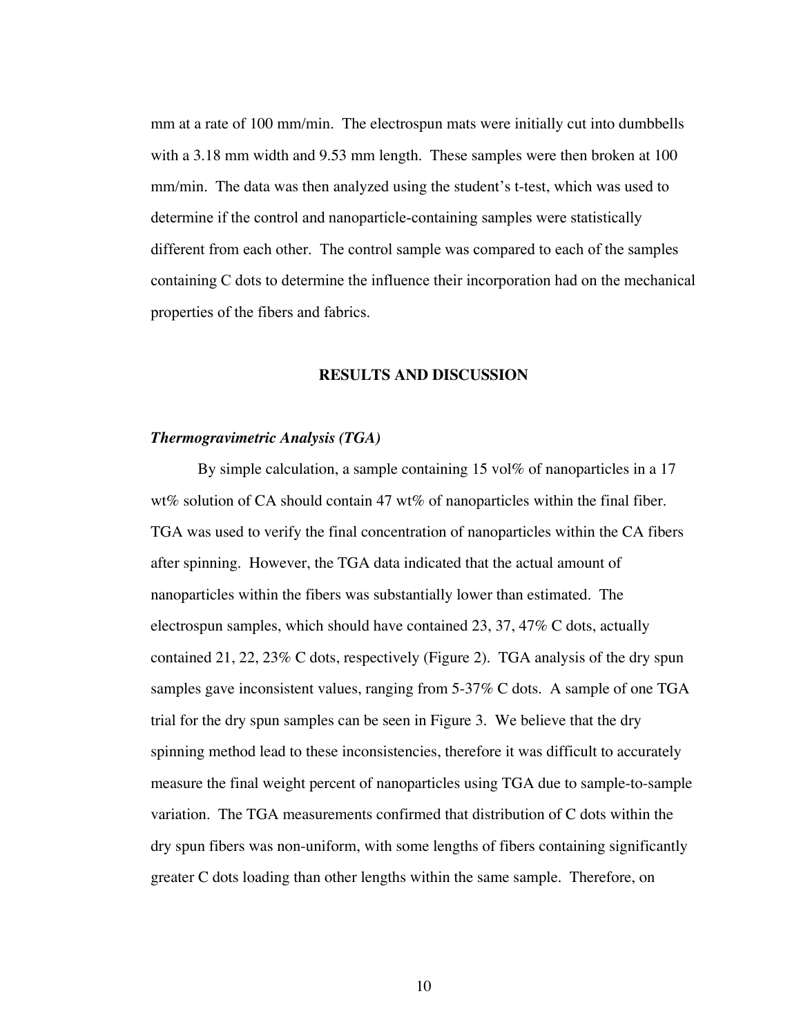mm at a rate of 100 mm/min. The electrospun mats were initially cut into dumbbells with a 3.18 mm width and 9.53 mm length. These samples were then broken at 100 mm/min. The data was then analyzed using the student's t-test, which was used to determine if the control and nanoparticle-containing samples were statistically different from each other. The control sample was compared to each of the samples containing C dots to determine the influence their incorporation had on the mechanical properties of the fibers and fabrics.

## RESULTS AND DISCUSSION

### *Thermogravimetric Analysis (TGA)*

By simple calculation, a sample containing 15 vol% of nanoparticles in a 17 wt% solution of CA should contain 47 wt% of nanoparticles within the final fiber. TGA was used to verify the final concentration of nanoparticles within the CA fibers after spinning. However, the TGA data indicated that the actual amount of nanoparticles within the fibers was substantially lower than estimated. The electrospun samples, which should have contained 23, 37, 47% C dots, actually contained 21, 22, 23% C dots, respectively (Figure 2). TGA analysis of the dry spun samples gave inconsistent values, ranging from 5-37% C dots. A sample of one TGA trial for the dry spun samples can be seen in Figure 3. We believe that the dry spinning method lead to these inconsistencies, therefore it was difficult to accurately measure the final weight percent of nanoparticles using TGA due to sample-to-sample variation. The TGA measurements confirmed that distribution of C dots within the dry spun fibers was non-uniform, with some lengths of fibers containing significantly greater C dots loading than other lengths within the same sample. Therefore, on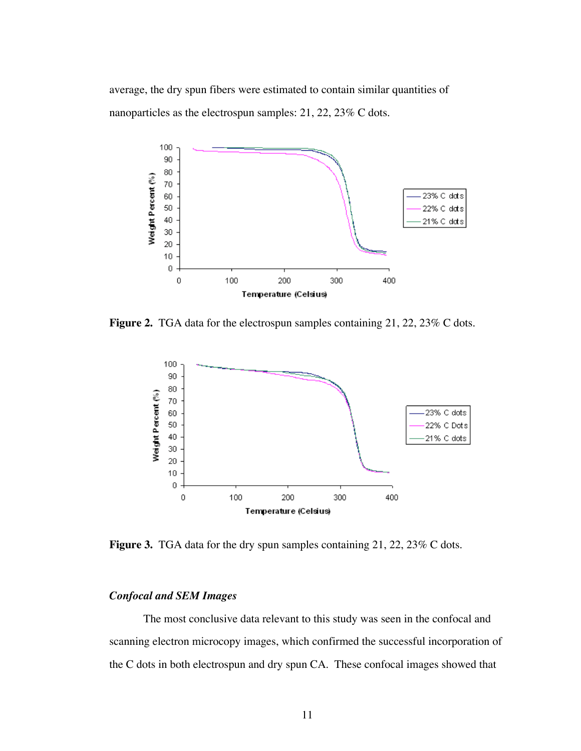average, the dry spun fibers were estimated to contain similar quantities of nanoparticles as the electrospun samples: 21, 22, 23% C dots.

**Figure 2.** TGA data for the electrospun samples containing 21, 22, 23% C dots.

**Figure 3.** TGA data for the dry spun samples containing 21, 22, 23% C dots.

### *Confocal and SEM Images*

The most conclusive data relevant to this study was seen in the confocal and scanning electron microcopy images, which confirmed the successful incorporation of the C dots in both electrospun and dry spun CA. These confocal images showed that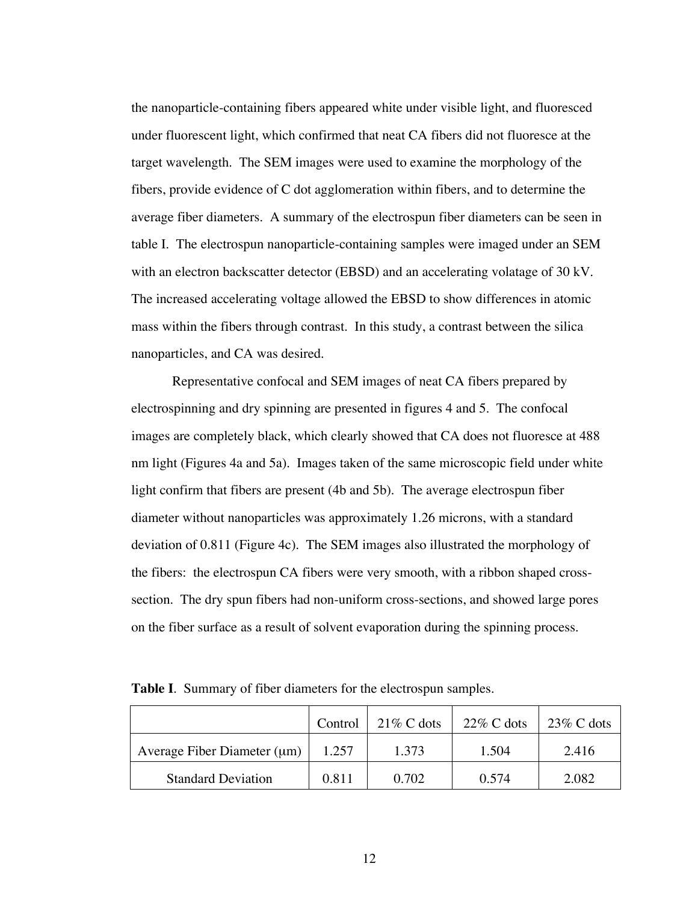the nanoparticle-containing fibers appeared white under visible light, and fluoresced under fluorescent light, which confirmed that neat CA fibers did not fluoresce at the target wavelength. The SEM images were used to examine the morphology of the fibers, provide evidence of C dot agglomeration within fibers, and to determine the average fiber diameters. A summary of the electrospun fiber diameters can be seen in table I. The electrospun nanoparticle-containing samples were imaged under an SEM with an electron backscatter detector (EBSD) and an accelerating volatage of 30 kV. The increased accelerating voltage allowed the EBSD to show differences in atomic mass within the fibers through contrast. In this study, a contrast between the silica nanoparticles, and CA was desired.

Representative confocal and SEM images of neat CA fibers prepared by electrospinning and dry spinning are presented in figures 4 and 5. The confocal images are completely black, which clearly showed that CA does not fluoresce at 488 nm light (Figures 4a and 5a). Images taken of the same microscopic field under white light confirm that fibers are present (4b and 5b). The average electrospun fiber diameter without nanoparticles was approximately 1.26 microns, with a standard deviation of 0.811 (Figure 4c). The SEM images also illustrated the morphology of the fibers: the electrospun CA fibers were very smooth, with a ribbon shaped cross-section. The dry spun fibers had non-uniform cross-sections, and showed large pores on the fiber surface as a result of solvent evaporation during the spinning process.

**Table I**. Summary of fiber diameters for the electrospun samples.

| | Control | 21% C dots | 22% C dots | 23% C dots |
|---|---|---|---|---|
| Average Fiber Diameter (μm) | 1.257 | 1.373 | 1.504 | 2.416 |
| Standard Deviation | 0.811 | 0.702 | 0.574 | 2.082 |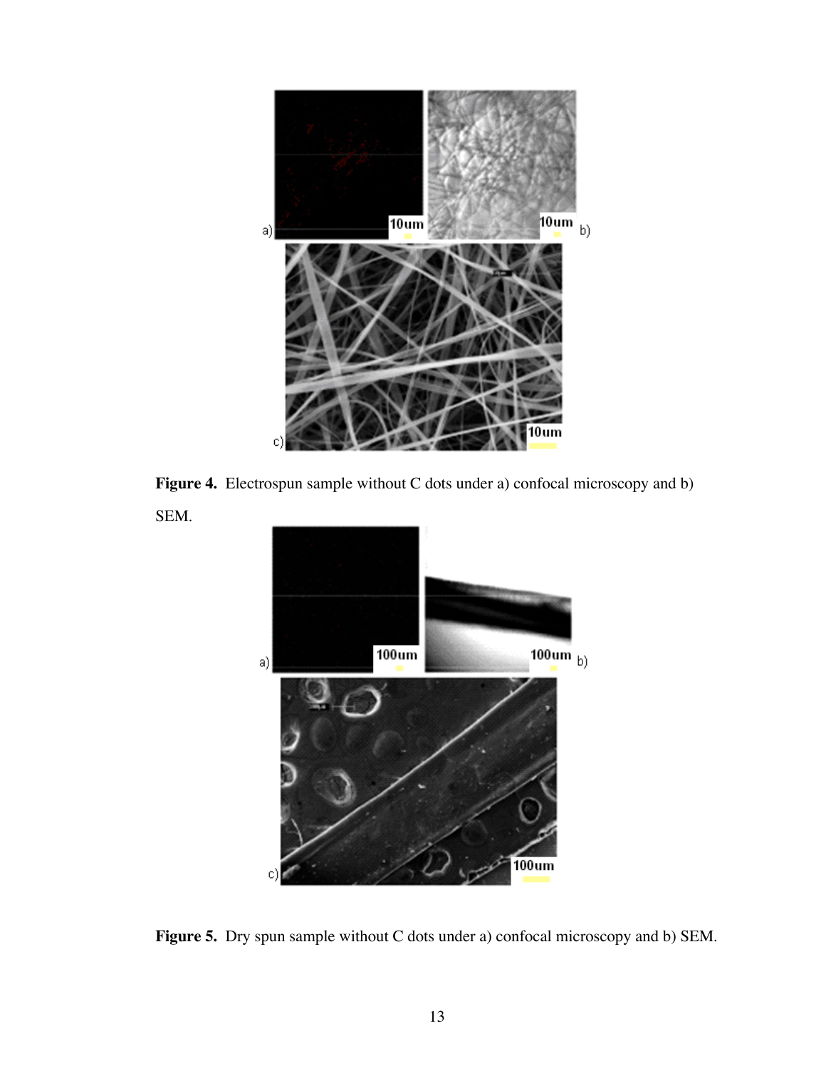**Figure 4.** Electrospun sample without C dots under a) confocal microscopy and b) SEM.

**Figure 5.** Dry spun sample without C dots under a) confocal microscopy and b) SEM.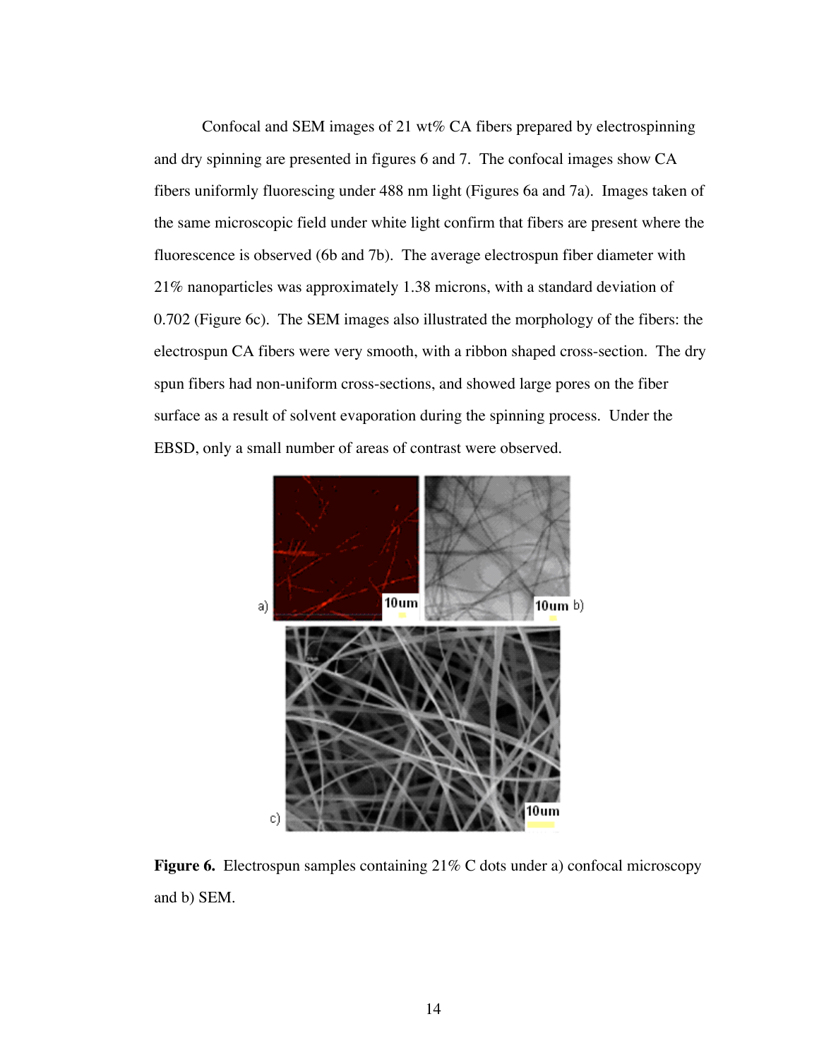Confocal and SEM images of 21 wt% CA fibers prepared by electrospinning and dry spinning are presented in figures 6 and 7. The confocal images show CA fibers uniformly fluorescing under 488 nm light (Figures 6a and 7a). Images taken of the same microscopic field under white light confirm that fibers are present where the fluorescence is observed (6b and 7b). The average electrospun fiber diameter with 21% nanoparticles was approximately 1.38 microns, with a standard deviation of 0.702 (Figure 6c). The SEM images also illustrated the morphology of the fibers: the electrospun CA fibers were very smooth, with a ribbon shaped cross-section. The dry spun fibers had non-uniform cross-sections, and showed large pores on the fiber surface as a result of solvent evaporation during the spinning process. Under the EBSD, only a small number of areas of contrast were observed.

**Figure 6.** Electrospun samples containing 21% C dots under a) confocal microscopy and b) SEM.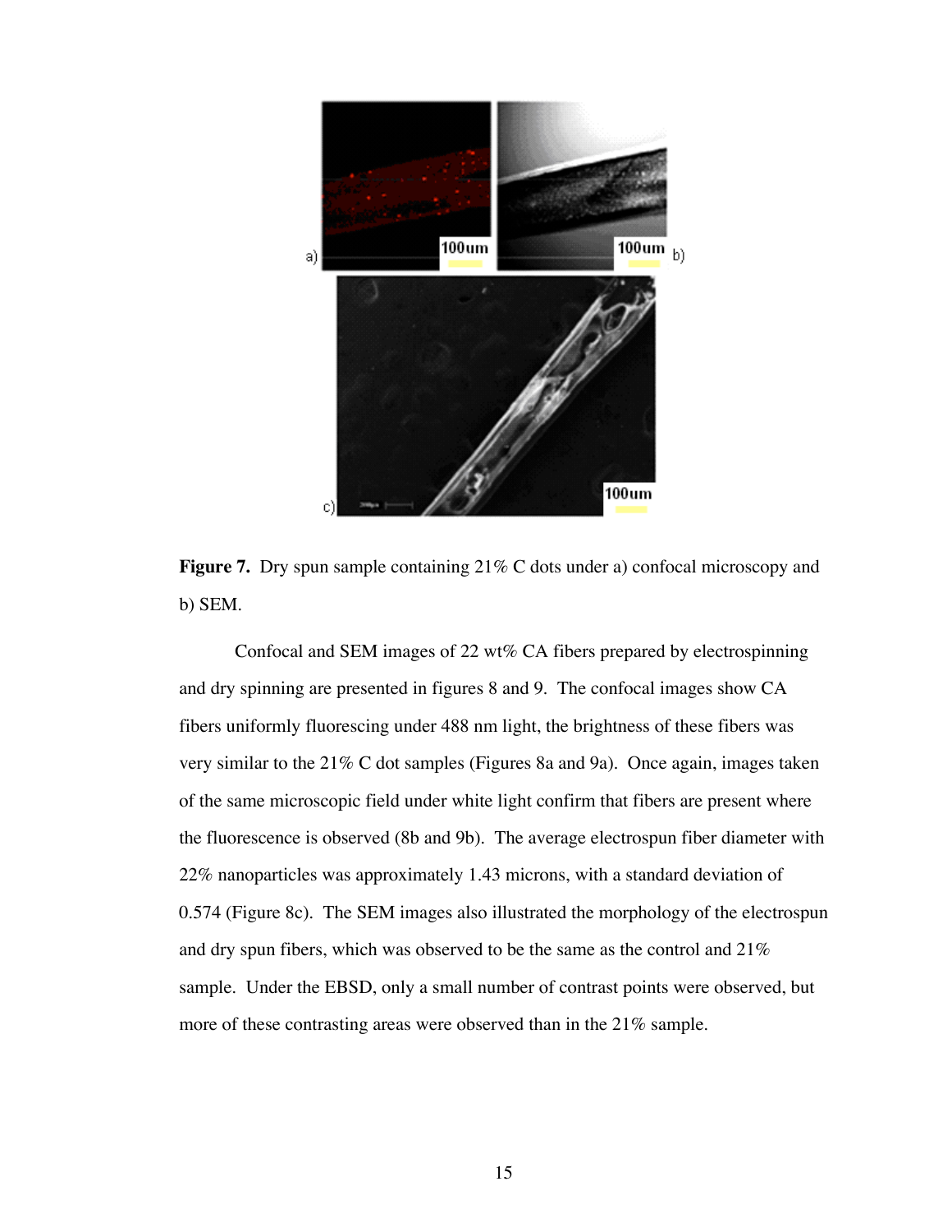**Figure 7.** Dry spun sample containing 21% C dots under a) confocal microscopy and b) SEM.

Confocal and SEM images of 22 wt% CA fibers prepared by electrospinning and dry spinning are presented in figures 8 and 9. The confocal images show CA fibers uniformly fluorescing under 488 nm light, the brightness of these fibers was very similar to the 21% C dot samples (Figures 8a and 9a). Once again, images taken of the same microscopic field under white light confirm that fibers are present where the fluorescence is observed (8b and 9b). The average electrospun fiber diameter with 22% nanoparticles was approximately 1.43 microns, with a standard deviation of 0.574 (Figure 8c). The SEM images also illustrated the morphology of the electrospun and dry spun fibers, which was observed to be the same as the control and 21% sample. Under the EBSD, only a small number of contrast points were observed, but more of these contrasting areas were observed than in the 21% sample.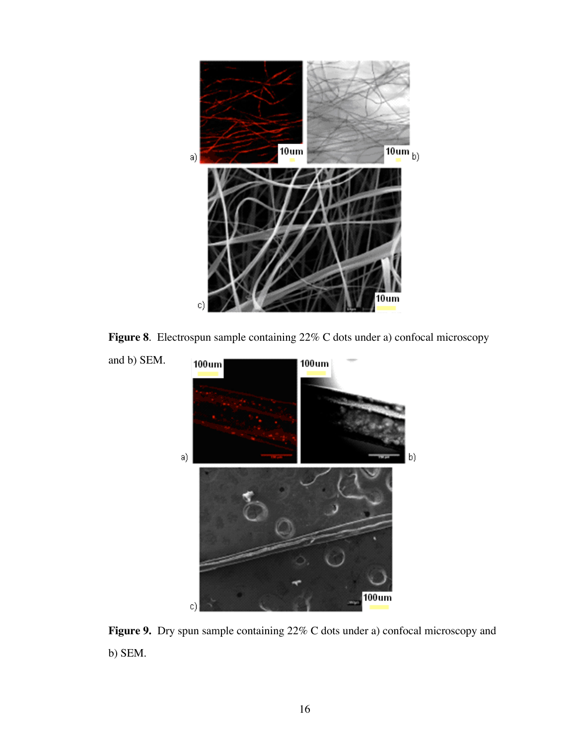**Figure 8**. Electrospun sample containing 22% C dots under a) confocal microscopy and b) SEM.

**Figure 9.** Dry spun sample containing 22% C dots under a) confocal microscopy and b) SEM.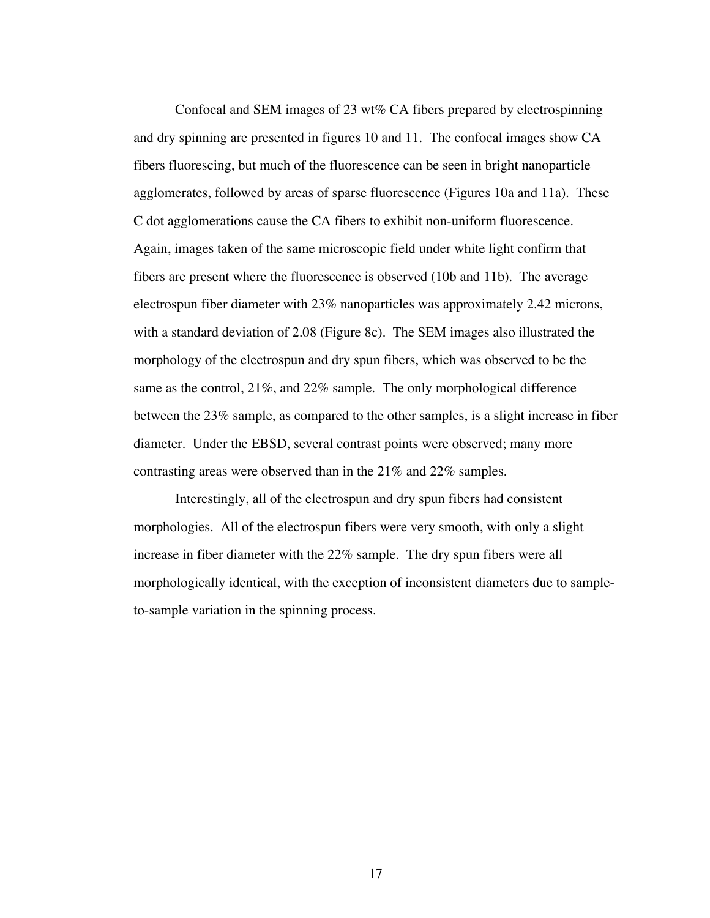Confocal and SEM images of 23 wt% CA fibers prepared by electrospinning and dry spinning are presented in figures 10 and 11. The confocal images show CA fibers fluorescing, but much of the fluorescence can be seen in bright nanoparticle agglomerates, followed by areas of sparse fluorescence (Figures 10a and 11a). These C dot agglomerations cause the CA fibers to exhibit non-uniform fluorescence. Again, images taken of the same microscopic field under white light confirm that fibers are present where the fluorescence is observed (10b and 11b). The average electrospun fiber diameter with 23% nanoparticles was approximately 2.42 microns, with a standard deviation of 2.08 (Figure 8c). The SEM images also illustrated the morphology of the electrospun and dry spun fibers, which was observed to be the same as the control, 21%, and 22% sample. The only morphological difference between the 23% sample, as compared to the other samples, is a slight increase in fiber diameter. Under the EBSD, several contrast points were observed; many more contrasting areas were observed than in the 21% and 22% samples.

Interestingly, all of the electrospun and dry spun fibers had consistent morphologies. All of the electrospun fibers were very smooth, with only a slight increase in fiber diameter with the 22% sample. The dry spun fibers were all morphologically identical, with the exception of inconsistent diameters due to sample-to-sample variation in the spinning process.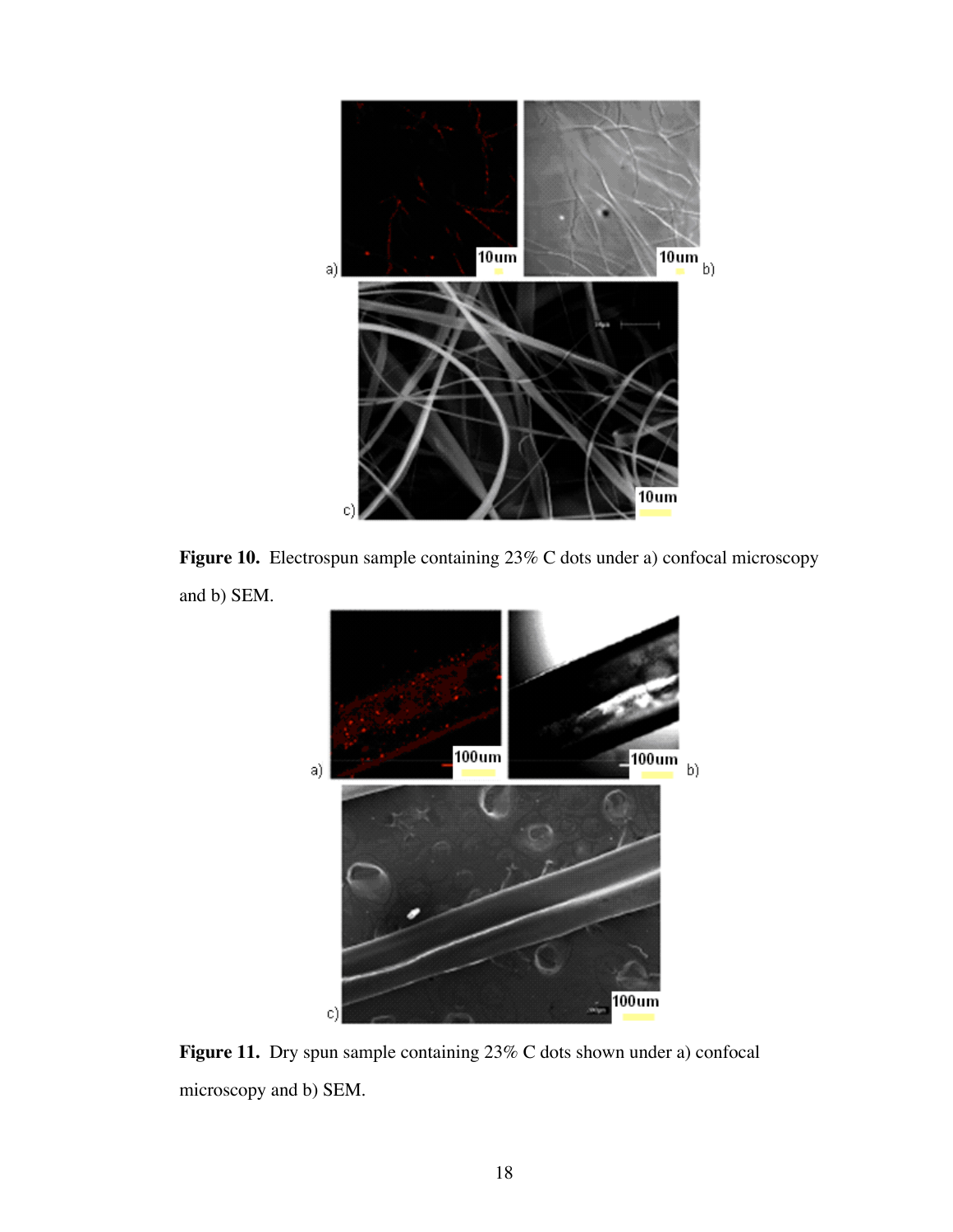**Figure 10.** Electrospun sample containing 23% C dots under a) confocal microscopy and b) SEM.

**Figure 11.** Dry spun sample containing 23% C dots shown under a) confocal microscopy and b) SEM.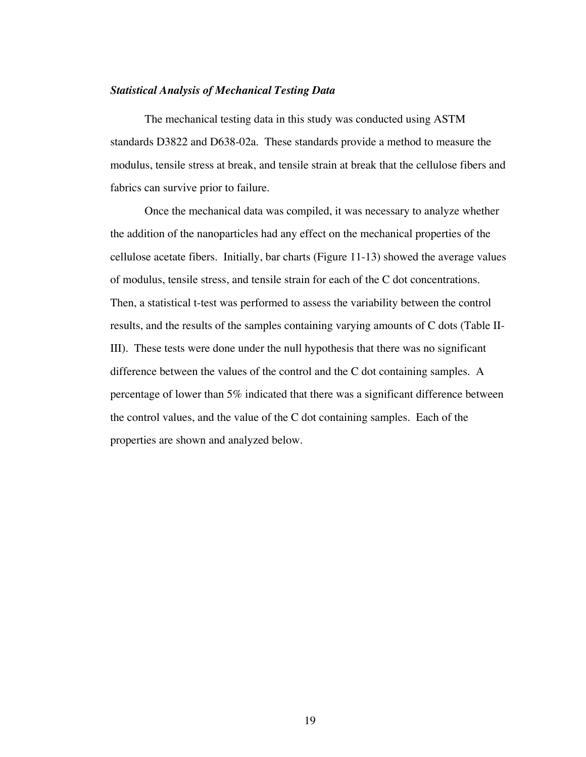***Statistical Analysis of Mechanical Testing Data***

The mechanical testing data in this study was conducted using ASTM standards D3822 and D638-02a. These standards provide a method to measure the modulus, tensile stress at break, and tensile strain at break that the cellulose fibers and fabrics can survive prior to failure.

Once the mechanical data was compiled, it was necessary to analyze whether the addition of the nanoparticles had any effect on the mechanical properties of the cellulose acetate fibers. Initially, bar charts (Figure 11-13) showed the average values of modulus, tensile stress, and tensile strain for each of the C dot concentrations. Then, a statistical t-test was performed to assess the variability between the control results, and the results of the samples containing varying amounts of C dots (Table II-III). These tests were done under the null hypothesis that there was no significant difference between the values of the control and the C dot containing samples. A percentage of lower than 5% indicated that there was a significant difference between the control values, and the value of the C dot containing samples. Each of the properties are shown and analyzed below.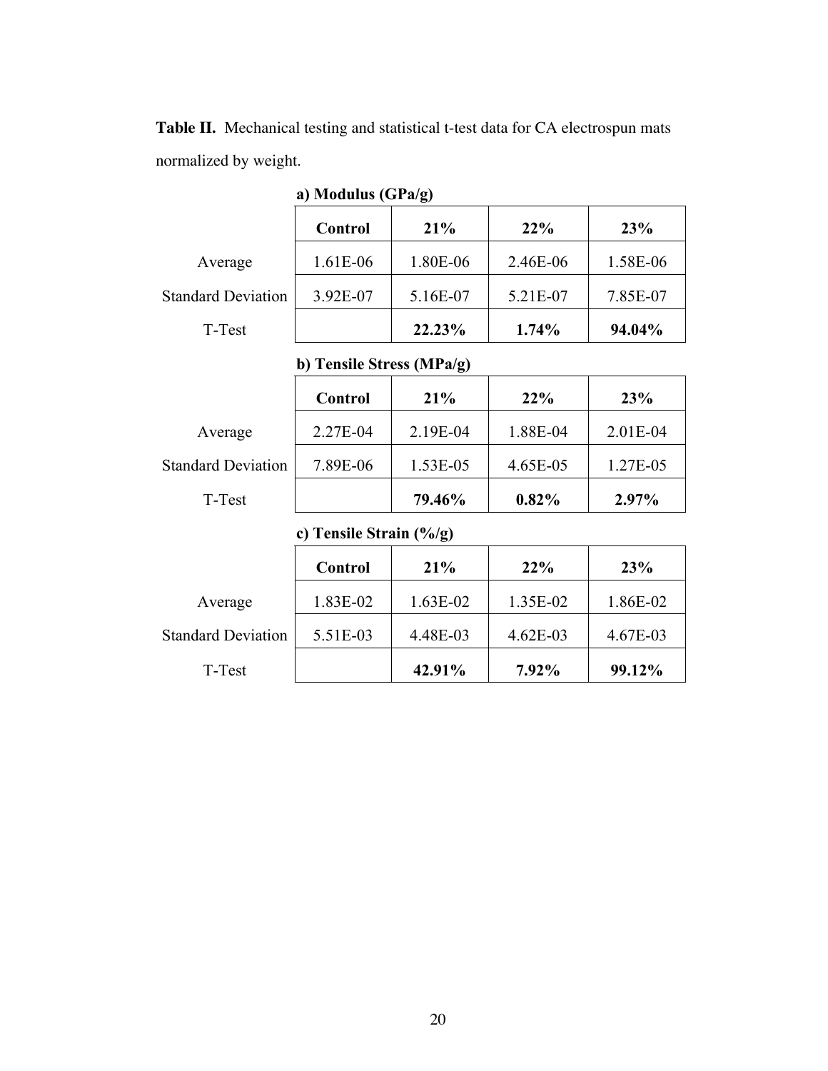**Table II.** Mechanical testing and statistical t-test data for CA electrospun mats normalized by weight.

**a) Modulus (GPa/g)**

| | Control | 21% | 22% | 23% |
|---|---|---|---|---|
| Average | 1.61E-06 | 1.80E-06 | 2.46E-06 | 1.58E-06 |
| Standard Deviation | 3.92E-07 | 5.16E-07 | 5.21E-07 | 7.85E-07 |
| T-Test | | **22.23%** | **1.74%** | **94.04%** |

**b) Tensile Stress (MPa/g)**

| | Control | 21% | 22% | 23% |
|---|---|---|---|---|
| Average | 2.27E-04 | 2.19E-04 | 1.88E-04 | 2.01E-04 |
| Standard Deviation | 7.89E-06 | 1.53E-05 | 4.65E-05 | 1.27E-05 |
| T-Test | | **79.46%** | **0.82%** | **2.97%** |

**c) Tensile Strain (%/g)**

| | Control | 21% | 22% | 23% |
|---|---|---|---|---|
| Average | 1.83E-02 | 1.63E-02 | 1.35E-02 | 1.86E-02 |
| Standard Deviation | 5.51E-03 | 4.48E-03 | 4.62E-03 | 4.67E-03 |
| T-Test | | **42.91%** | **7.92%** | **99.12%** |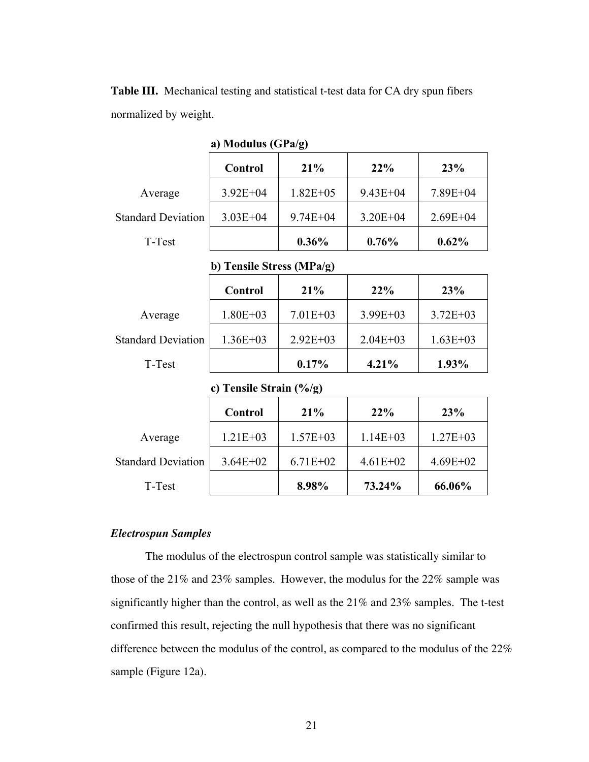**Table III.** Mechanical testing and statistical t-test data for CA dry spun fibers normalized by weight.

**a) Modulus (GPa/g)**

| | Control | 21% | 22% | 23% |
|---|---|---|---|---|
| Average | 3.92E+04 | 1.82E+05 | 9.43E+04 | 7.89E+04 |
| Standard Deviation | 3.03E+04 | 9.74E+04 | 3.20E+04 | 2.69E+04 |
| T-Test | | **0.36%** | **0.76%** | **0.62%** |

**b) Tensile Stress (MPa/g)**

| | Control | 21% | 22% | 23% |
|---|---|---|---|---|
| Average | 1.80E+03 | 7.01E+03 | 3.99E+03 | 3.72E+03 |
| Standard Deviation | 1.36E+03 | 2.92E+03 | 2.04E+03 | 1.63E+03 |
| T-Test | | **0.17%** | **4.21%** | **1.93%** |

**c) Tensile Strain (%/g)**

| | Control | 21% | 22% | 23% |
|---|---|---|---|---|
| Average | 1.21E+03 | 1.57E+03 | 1.14E+03 | 1.27E+03 |
| Standard Deviation | 3.64E+02 | 6.71E+02 | 4.61E+02 | 4.69E+02 |
| T-Test | | **8.98%** | **73.24%** | **66.06%** |

***Electrospun Samples***

The modulus of the electrospun control sample was statistically similar to those of the 21% and 23% samples. However, the modulus for the 22% sample was significantly higher than the control, as well as the 21% and 23% samples. The t-test confirmed this result, rejecting the null hypothesis that there was no significant difference between the modulus of the control, as compared to the modulus of the 22% sample (Figure 12a).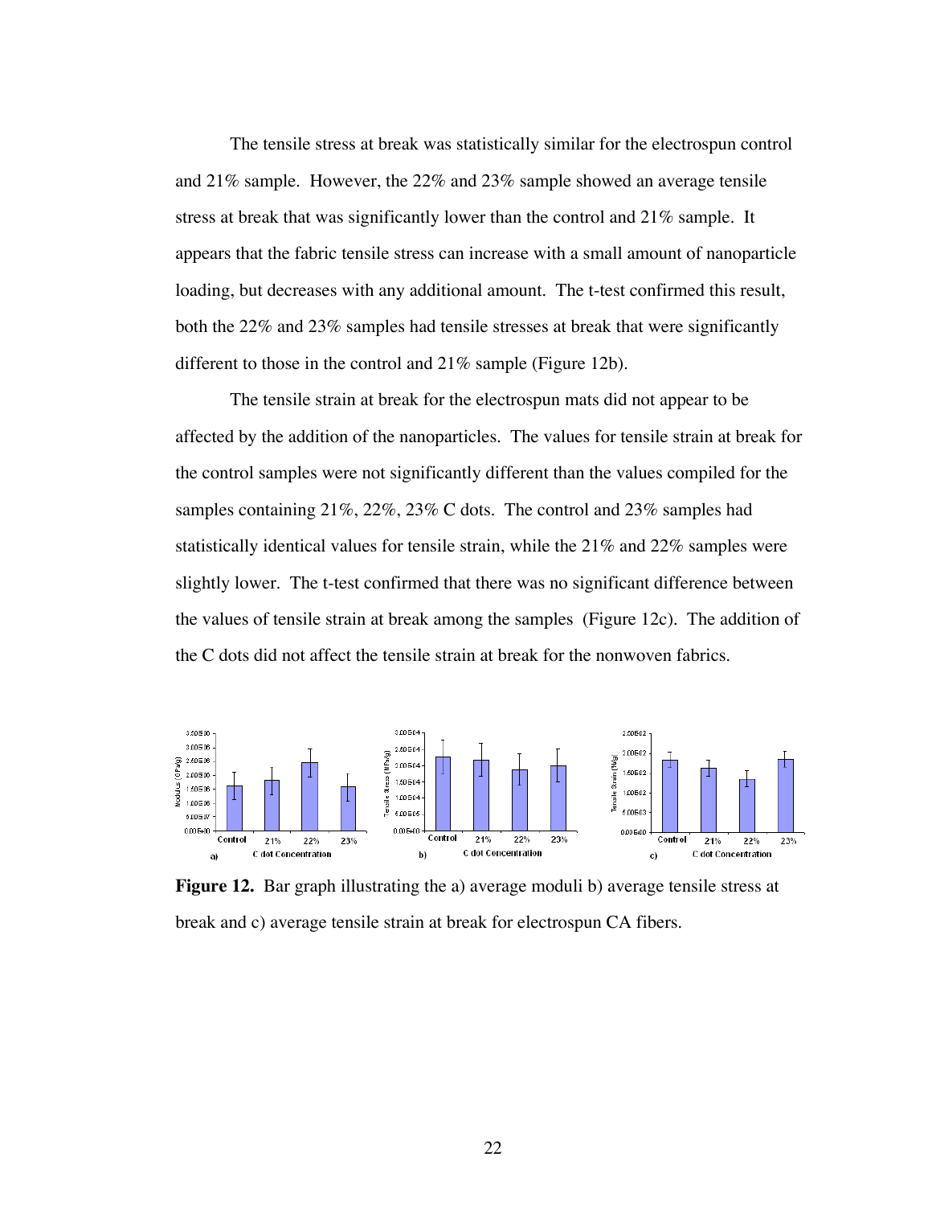The tensile stress at break was statistically similar for the electrospun control and 21% sample. However, the 22% and 23% sample showed an average tensile stress at break that was significantly lower than the control and 21% sample. It appears that the fabric tensile stress can increase with a small amount of nanoparticle loading, but decreases with any additional amount. The t-test confirmed this result, both the 22% and 23% samples had tensile stresses at break that were significantly different to those in the control and 21% sample (Figure 12b).

The tensile strain at break for the electrospun mats did not appear to be affected by the addition of the nanoparticles. The values for tensile strain at break for the control samples were not significantly different than the values compiled for the samples containing 21%, 22%, 23% C dots. The control and 23% samples had statistically identical values for tensile strain, while the 21% and 22% samples were slightly lower. The t-test confirmed that there was no significant difference between the values of tensile strain at break among the samples (Figure 12c). The addition of the C dots did not affect the tensile strain at break for the nonwoven fabrics.

**Figure 12.** Bar graph illustrating the a) average moduli b) average tensile stress at break and c) average tensile strain at break for electrospun CA fibers.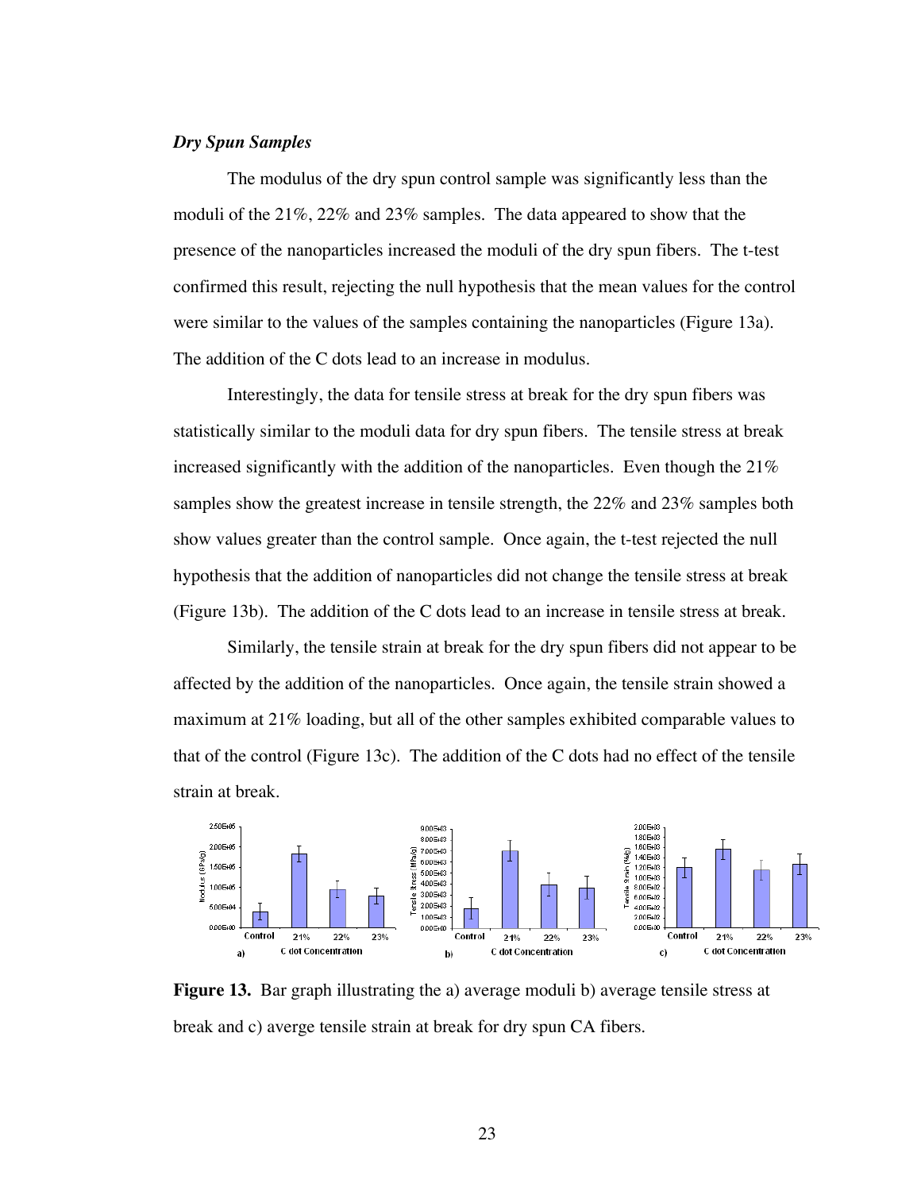*Dry Spun Samples*

The modulus of the dry spun control sample was significantly less than the moduli of the 21%, 22% and 23% samples. The data appeared to show that the presence of the nanoparticles increased the moduli of the dry spun fibers. The t-test confirmed this result, rejecting the null hypothesis that the mean values for the control were similar to the values of the samples containing the nanoparticles (Figure 13a). The addition of the C dots lead to an increase in modulus.

Interestingly, the data for tensile stress at break for the dry spun fibers was statistically similar to the moduli data for dry spun fibers. The tensile stress at break increased significantly with the addition of the nanoparticles. Even though the 21% samples show the greatest increase in tensile strength, the 22% and 23% samples both show values greater than the control sample. Once again, the t-test rejected the null hypothesis that the addition of nanoparticles did not change the tensile stress at break (Figure 13b). The addition of the C dots lead to an increase in tensile stress at break.

Similarly, the tensile strain at break for the dry spun fibers did not appear to be affected by the addition of the nanoparticles. Once again, the tensile strain showed a maximum at 21% loading, but all of the other samples exhibited comparable values to that of the control (Figure 13c). The addition of the C dots had no effect of the tensile strain at break.

**Figure 13.** Bar graph illustrating the a) average moduli b) average tensile stress at break and c) averge tensile strain at break for dry spun CA fibers.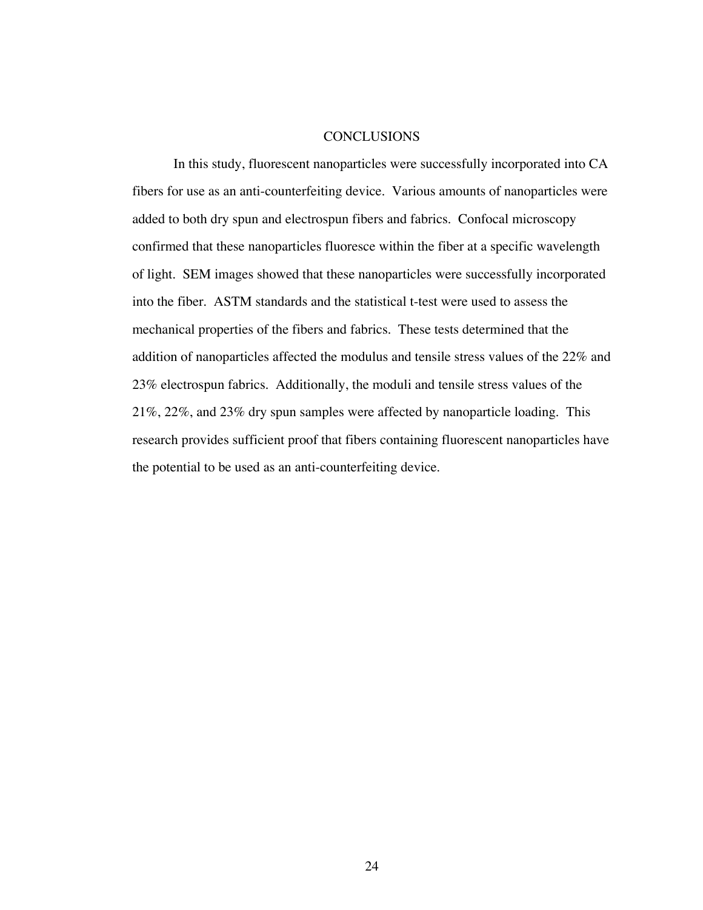# CONCLUSIONS

In this study, fluorescent nanoparticles were successfully incorporated into CA fibers for use as an anti-counterfeiting device. Various amounts of nanoparticles were added to both dry spun and electrospun fibers and fabrics. Confocal microscopy confirmed that these nanoparticles fluoresce within the fiber at a specific wavelength of light. SEM images showed that these nanoparticles were successfully incorporated into the fiber. ASTM standards and the statistical t-test were used to assess the mechanical properties of the fibers and fabrics. These tests determined that the addition of nanoparticles affected the modulus and tensile stress values of the 22% and 23% electrospun fabrics. Additionally, the moduli and tensile stress values of the 21%, 22%, and 23% dry spun samples were affected by nanoparticle loading. This research provides sufficient proof that fibers containing fluorescent nanoparticles have the potential to be used as an anti-counterfeiting device.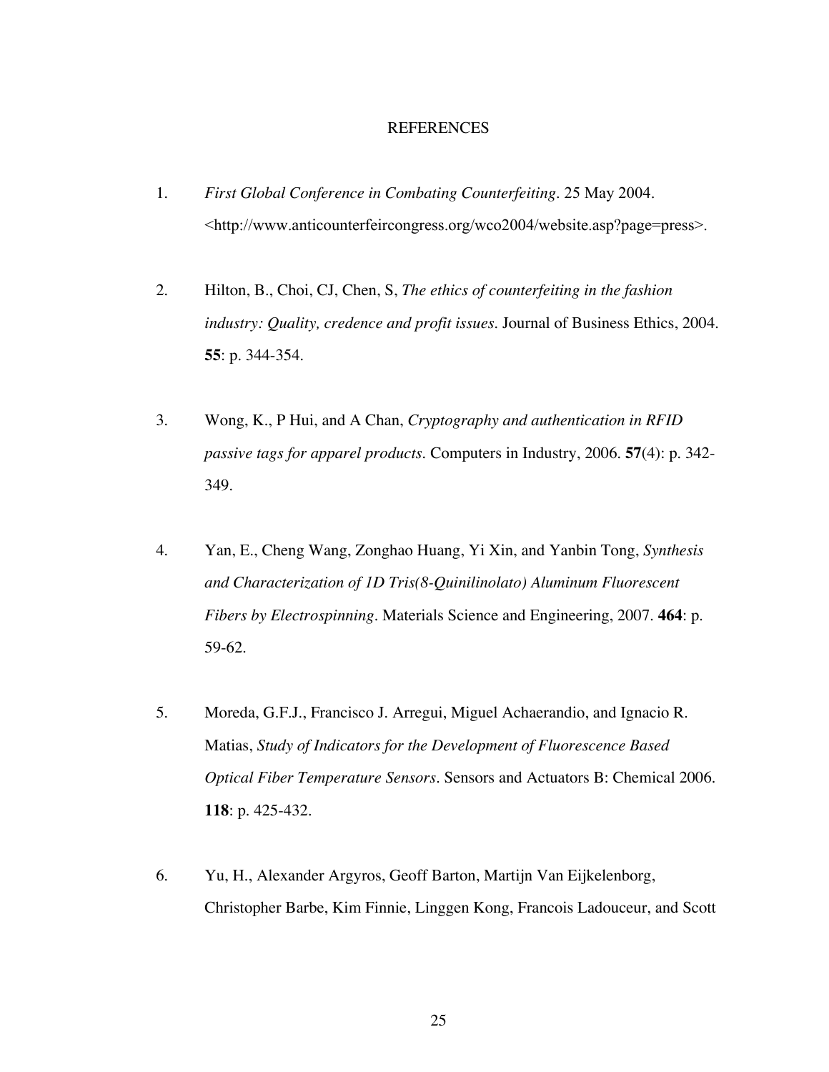# REFERENCES

1. *First Global Conference in Combating Counterfeiting*. 25 May 2004. <http://www.anticounterfeircongress.org/wco2004/website.asp?page=press>.

2. Hilton, B., Choi, CJ, Chen, S, *The ethics of counterfeiting in the fashion industry: Quality, credence and profit issues*. Journal of Business Ethics, 2004. **55**: p. 344-354.

3. Wong, K., P Hui, and A Chan, *Cryptography and authentication in RFID passive tags for apparel products*. Computers in Industry, 2006. **57**(4): p. 342-349.

4. Yan, E., Cheng Wang, Zonghao Huang, Yi Xin, and Yanbin Tong, *Synthesis and Characterization of 1D Tris(8-Quinilinolato) Aluminum Fluorescent Fibers by Electrospinning*. Materials Science and Engineering, 2007. **464**: p. 59-62.

5. Moreda, G.F.J., Francisco J. Arregui, Miguel Achaerandio, and Ignacio R. Matias, *Study of Indicators for the Development of Fluorescence Based Optical Fiber Temperature Sensors*. Sensors and Actuators B: Chemical 2006. **118**: p. 425-432.

6. Yu, H., Alexander Argyros, Geoff Barton, Martijn Van Eijkelenborg, Christopher Barbe, Kim Finnie, Linggen Kong, Francois Ladouceur, and Scott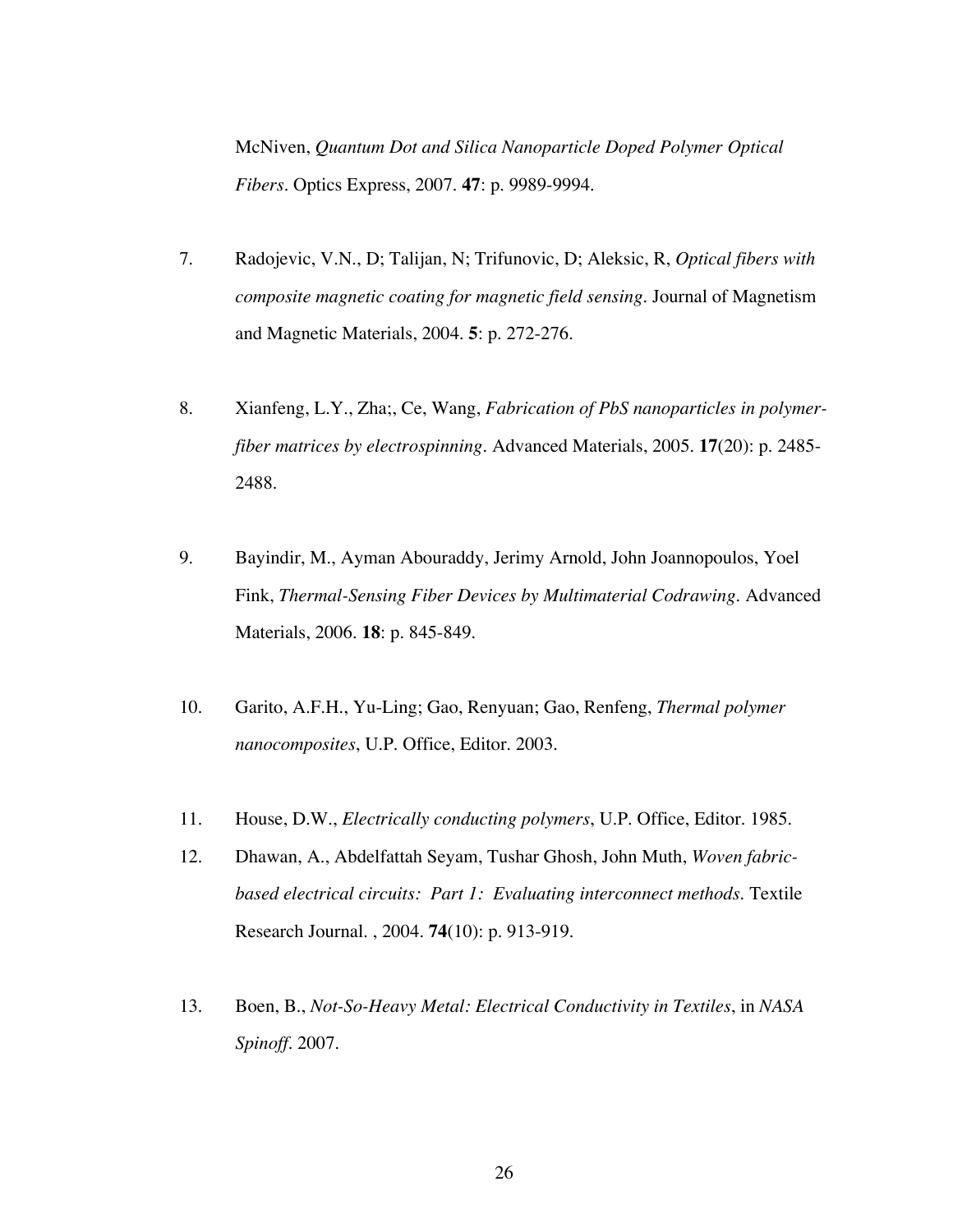McNiven, *Quantum Dot and Silica Nanoparticle Doped Polymer Optical Fibers*. Optics Express, 2007. **47**: p. 9989-9994.

7. Radojevic, V.N., D; Talijan, N; Trifunovic, D; Aleksic, R, *Optical fibers with composite magnetic coating for magnetic field sensing*. Journal of Magnetism and Magnetic Materials, 2004. **5**: p. 272-276.

8. Xianfeng, L.Y., Zha;, Ce, Wang, *Fabrication of PbS nanoparticles in polymer-fiber matrices by electrospinning*. Advanced Materials, 2005. **17**(20): p. 2485-2488.

9. Bayindir, M., Ayman Abouraddy, Jerimy Arnold, John Joannopoulos, Yoel Fink, *Thermal-Sensing Fiber Devices by Multimaterial Codrawing*. Advanced Materials, 2006. **18**: p. 845-849.

10. Garito, A.F.H., Yu-Ling; Gao, Renyuan; Gao, Renfeng, *Thermal polymer nanocomposites*, U.P. Office, Editor. 2003.

11. House, D.W., *Electrically conducting polymers*, U.P. Office, Editor. 1985.

12. Dhawan, A., Abdelfattah Seyam, Tushar Ghosh, John Muth, *Woven fabric-based electrical circuits: Part 1: Evaluating interconnect methods*. Textile Research Journal. , 2004. **74**(10): p. 913-919.

13. Boen, B., *Not-So-Heavy Metal: Electrical Conductivity in Textiles*, in *NASA Spinoff*. 2007.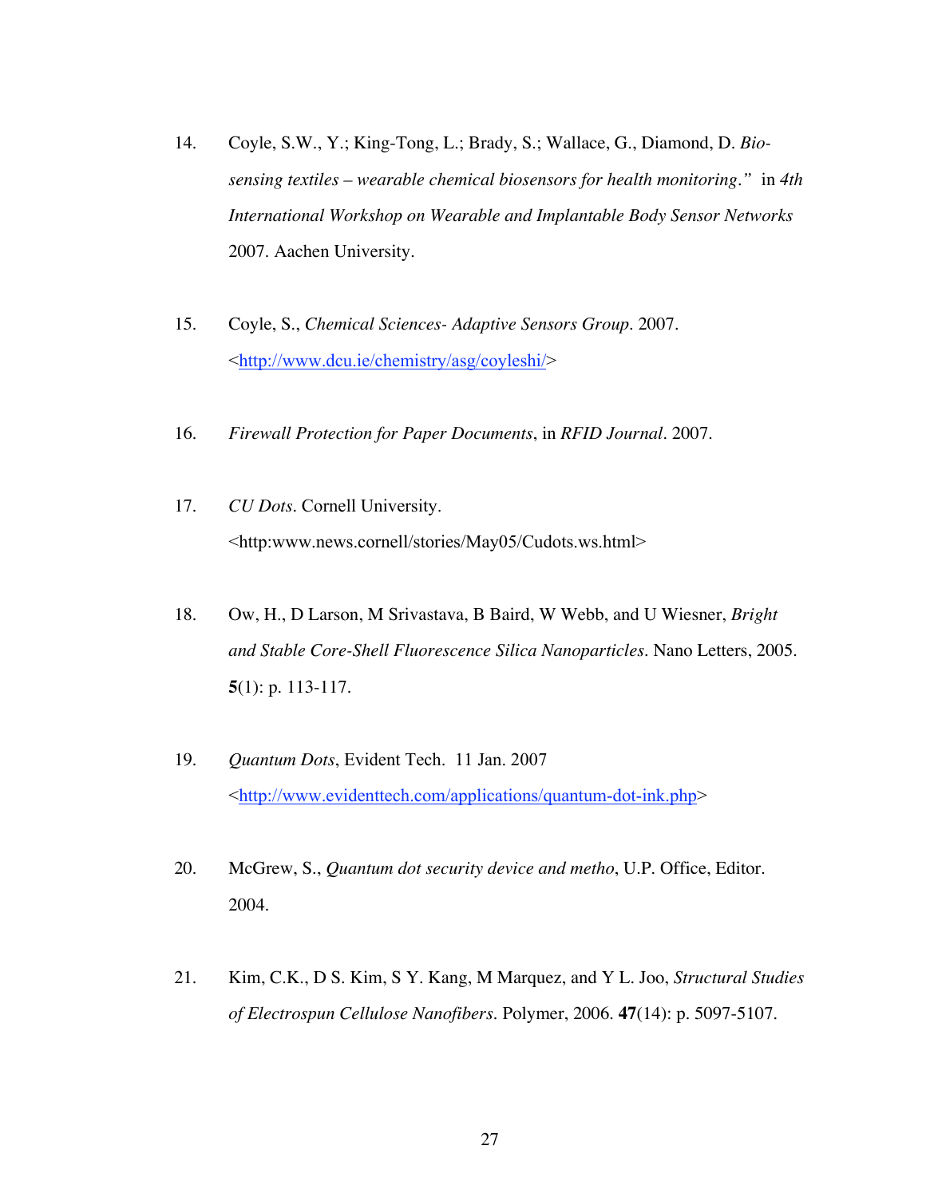14. Coyle, S.W., Y.; King-Tong, L.; Brady, S.; Wallace, G., Diamond, D. *Bio-sensing textiles – wearable chemical biosensors for health monitoring*." in *4th International Workshop on Wearable and Implantable Body Sensor Networks* 2007. Aachen University.

15. Coyle, S., *Chemical Sciences- Adaptive Sensors Group*. 2007. <http://www.dcu.ie/chemistry/asg/coyleshi/>

16. *Firewall Protection for Paper Documents*, in *RFID Journal*. 2007.

17. *CU Dots*. Cornell University. <http:www.news.cornell/stories/May05/Cudots.ws.html>

18. Ow, H., D Larson, M Srivastava, B Baird, W Webb, and U Wiesner, *Bright and Stable Core-Shell Fluorescence Silica Nanoparticles*. Nano Letters, 2005. **5**(1): p. 113-117.

19. *Quantum Dots*, Evident Tech. 11 Jan. 2007 <http://www.evidenttech.com/applications/quantum-dot-ink.php>

20. McGrew, S., *Quantum dot security device and metho*, U.P. Office, Editor. 2004.

21. Kim, C.K., D S. Kim, S Y. Kang, M Marquez, and Y L. Joo, *Structural Studies of Electrospun Cellulose Nanofibers*. Polymer, 2006. **47**(14): p. 5097-5107.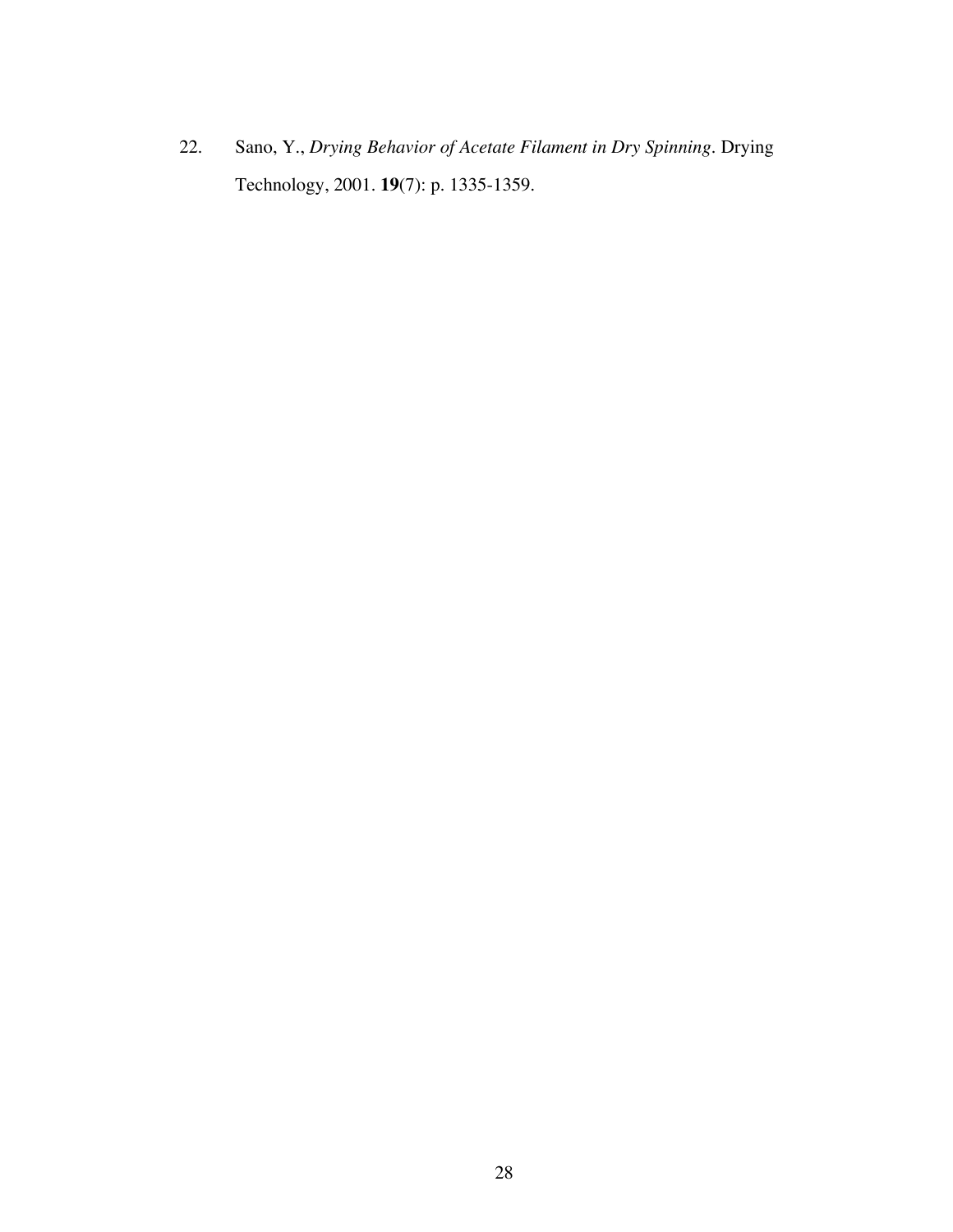22. Sano, Y., *Drying Behavior of Acetate Filament in Dry Spinning*. Drying Technology, 2001. **19**(7): p. 1335-1359.